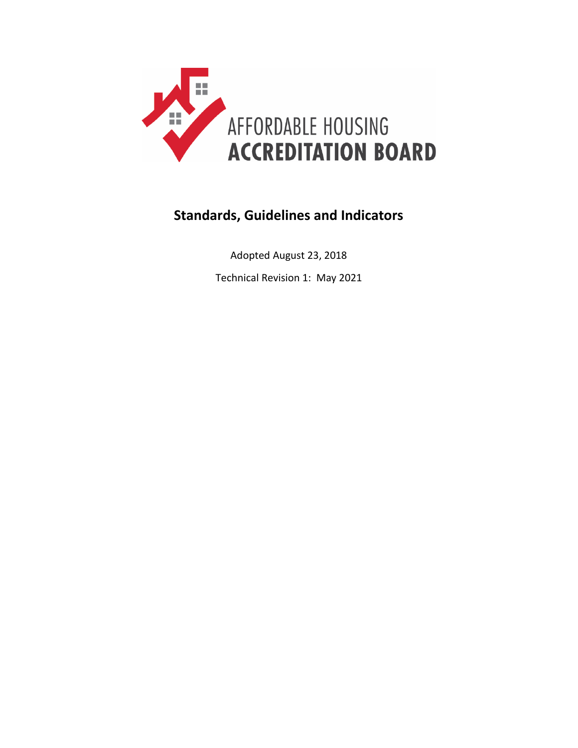AFFORDABLE HOUSING
**ACCREDITATION BOARD**

# Standards, Guidelines and Indicators

Adopted August 23, 2018

Technical Revision 1: May 2021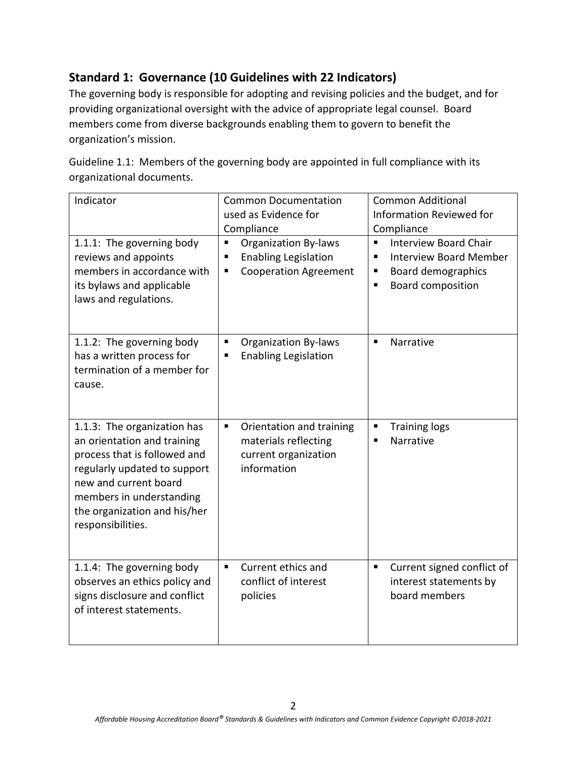## Standard 1: Governance (10 Guidelines with 22 Indicators)

The governing body is responsible for adopting and revising policies and the budget, and for providing organizational oversight with the advice of appropriate legal counsel. Board members come from diverse backgrounds enabling them to govern to benefit the organization's mission.

Guideline 1.1: Members of the governing body are appointed in full compliance with its organizational documents.

| Indicator | Common Documentation used as Evidence for Compliance | Common Additional Information Reviewed for Compliance |
|---|---|---|
| 1.1.1: The governing body reviews and appoints members in accordance with its bylaws and applicable laws and regulations. | ▪ Organization By-laws<br>▪ Enabling Legislation<br>▪ Cooperation Agreement | ▪ Interview Board Chair<br>▪ Interview Board Member<br>▪ Board demographics<br>▪ Board composition |
| 1.1.2: The governing body has a written process for termination of a member for cause. | ▪ Organization By-laws<br>▪ Enabling Legislation | ▪ Narrative |
| 1.1.3: The organization has an orientation and training process that is followed and regularly updated to support new and current board members in understanding the organization and his/her responsibilities. | ▪ Orientation and training materials reflecting current organization information | ▪ Training logs<br>▪ Narrative |
| 1.1.4: The governing body observes an ethics policy and signs disclosure and conflict of interest statements. | ▪ Current ethics and conflict of interest policies | ▪ Current signed conflict of interest statements by board members |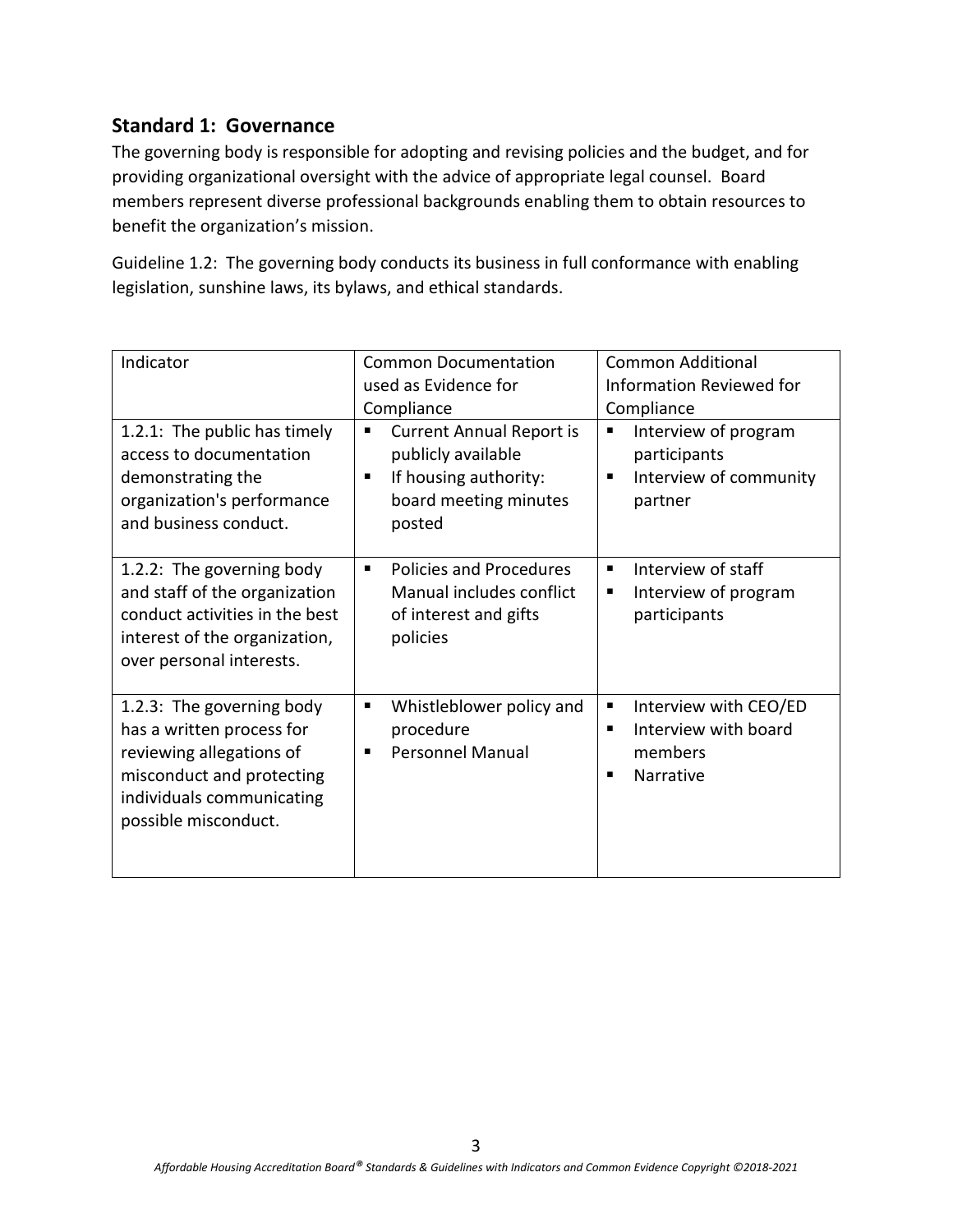## Standard 1: Governance

The governing body is responsible for adopting and revising policies and the budget, and for providing organizational oversight with the advice of appropriate legal counsel. Board members represent diverse professional backgrounds enabling them to obtain resources to benefit the organization's mission.

Guideline 1.2: The governing body conducts its business in full conformance with enabling legislation, sunshine laws, its bylaws, and ethical standards.

| Indicator | Common Documentation used as Evidence for Compliance | Common Additional Information Reviewed for Compliance |
| --- | --- | --- |
| 1.2.1: The public has timely access to documentation demonstrating the organization's performance and business conduct. | ▪ Current Annual Report is publicly available<br>▪ If housing authority: board meeting minutes posted | ▪ Interview of program participants<br>▪ Interview of community partner |
| 1.2.2: The governing body and staff of the organization conduct activities in the best interest of the organization, over personal interests. | ▪ Policies and Procedures Manual includes conflict of interest and gifts policies | ▪ Interview of staff<br>▪ Interview of program participants |
| 1.2.3: The governing body has a written process for reviewing allegations of misconduct and protecting individuals communicating possible misconduct. | ▪ Whistleblower policy and procedure<br>▪ Personnel Manual | ▪ Interview with CEO/ED<br>▪ Interview with board members<br>▪ Narrative |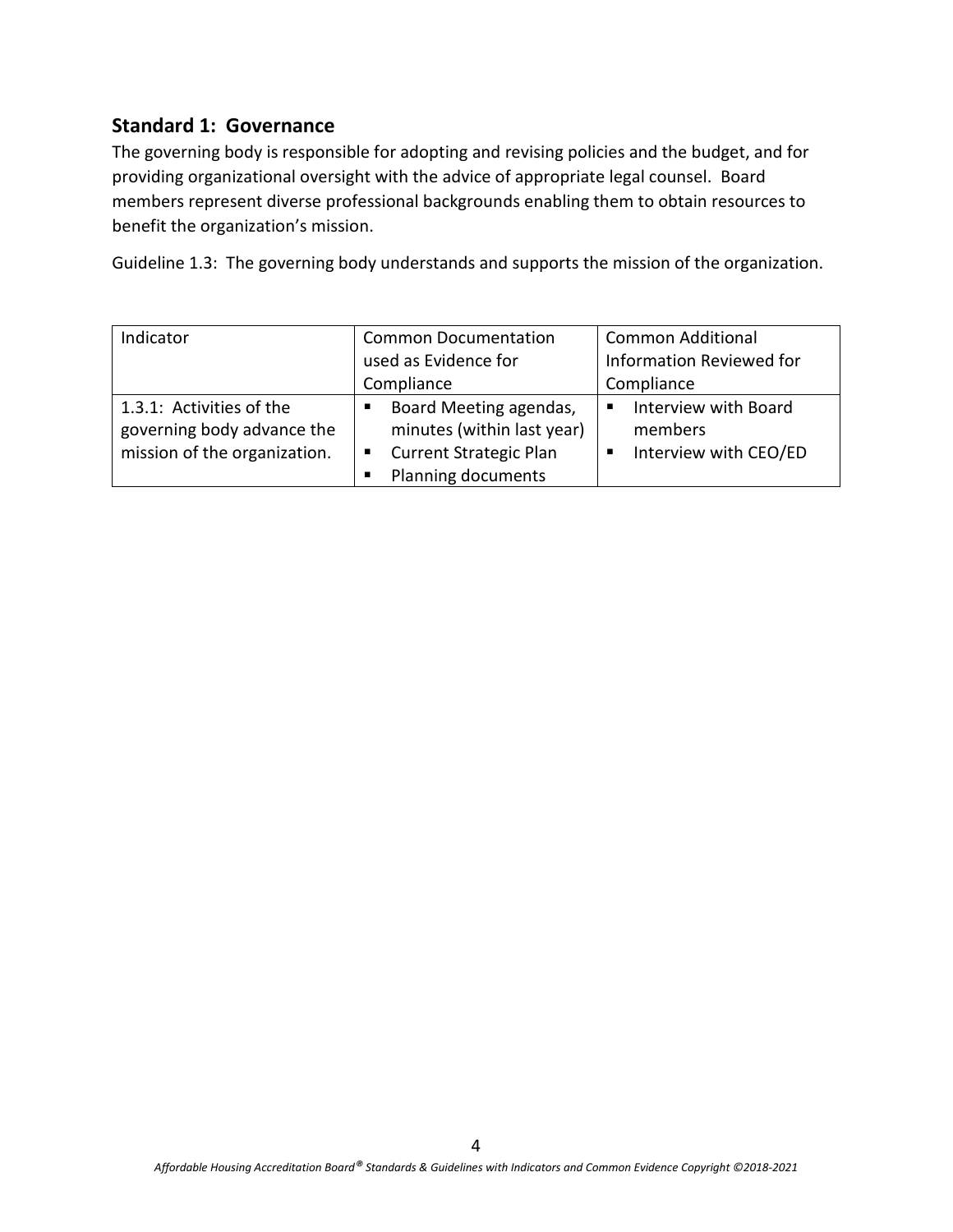## Standard 1: Governance

The governing body is responsible for adopting and revising policies and the budget, and for providing organizational oversight with the advice of appropriate legal counsel. Board members represent diverse professional backgrounds enabling them to obtain resources to benefit the organization's mission.

Guideline 1.3: The governing body understands and supports the mission of the organization.

| Indicator | Common Documentation used as Evidence for Compliance | Common Additional Information Reviewed for Compliance |
|---|---|---|
| 1.3.1: Activities of the governing body advance the mission of the organization. | ▪ Board Meeting agendas, minutes (within last year)<br>▪ Current Strategic Plan<br>▪ Planning documents | ▪ Interview with Board members<br>▪ Interview with CEO/ED |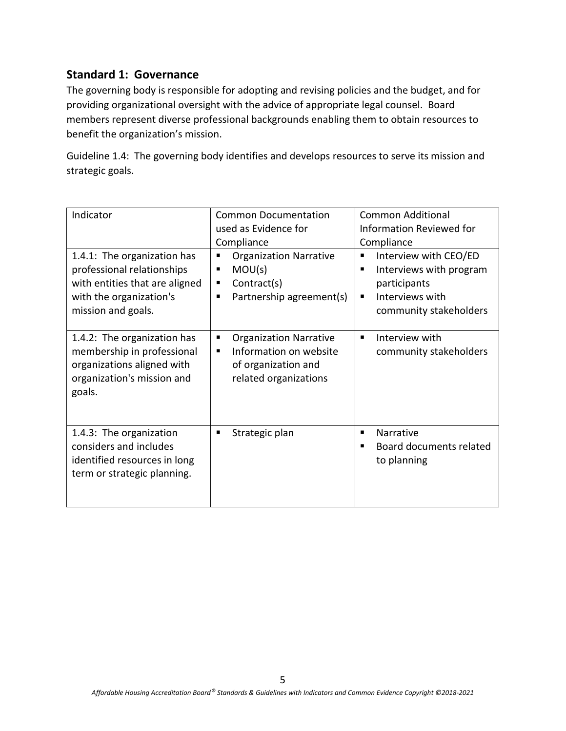## Standard 1: Governance

The governing body is responsible for adopting and revising policies and the budget, and for providing organizational oversight with the advice of appropriate legal counsel. Board members represent diverse professional backgrounds enabling them to obtain resources to benefit the organization's mission.

Guideline 1.4: The governing body identifies and develops resources to serve its mission and strategic goals.

| Indicator | Common Documentation used as Evidence for Compliance | Common Additional Information Reviewed for Compliance |
|---|---|---|
| 1.4.1: The organization has professional relationships with entities that are aligned with the organization's mission and goals. | ▪ Organization Narrative<br>▪ MOU(s)<br>▪ Contract(s)<br>▪ Partnership agreement(s) | ▪ Interview with CEO/ED<br>▪ Interviews with program participants<br>▪ Interviews with community stakeholders |
| 1.4.2: The organization has membership in professional organizations aligned with organization's mission and goals. | ▪ Organization Narrative<br>▪ Information on website of organization and related organizations | ▪ Interview with community stakeholders |
| 1.4.3: The organization considers and includes identified resources in long term or strategic planning. | ▪ Strategic plan | ▪ Narrative<br>▪ Board documents related to planning |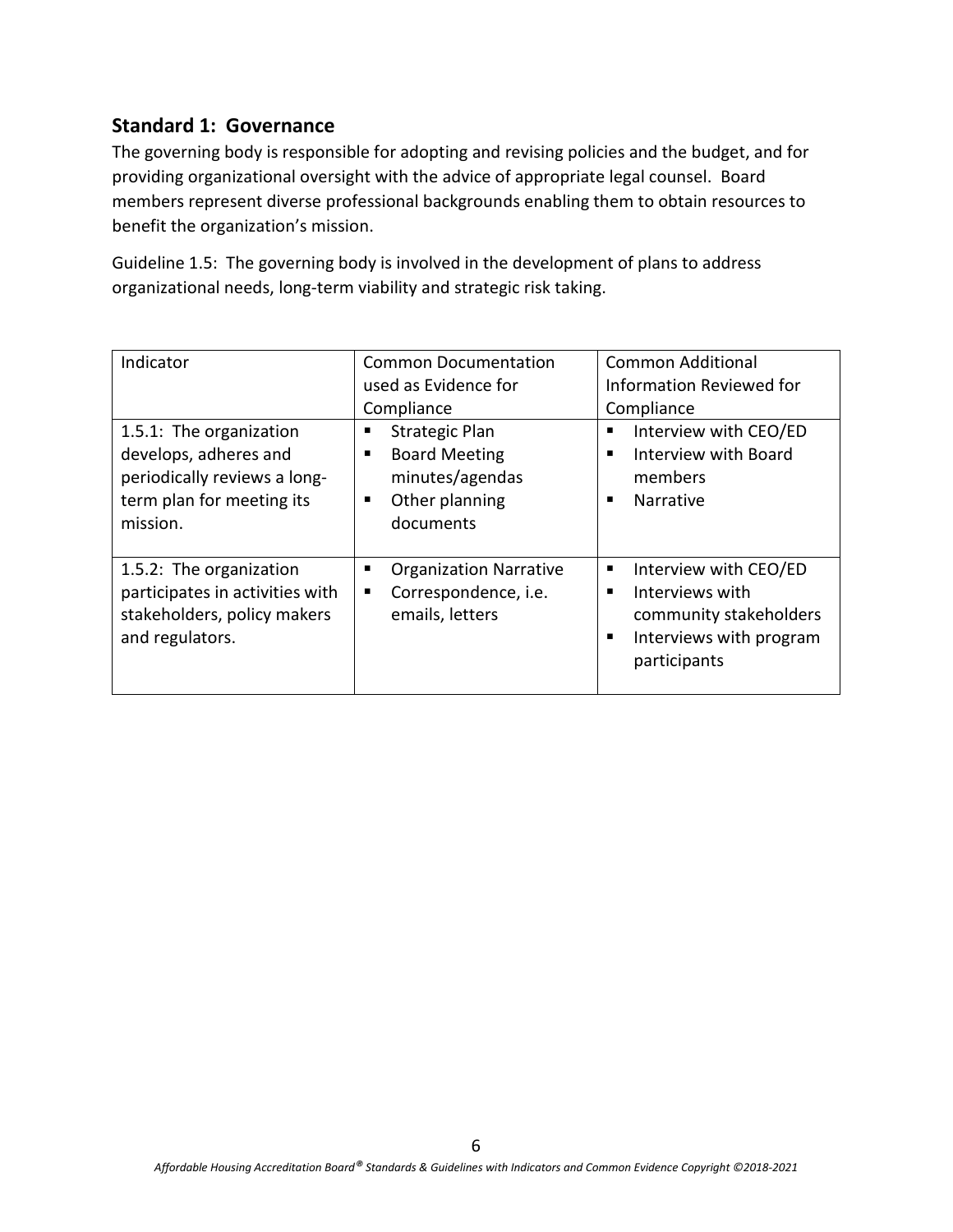## Standard 1: Governance

The governing body is responsible for adopting and revising policies and the budget, and for providing organizational oversight with the advice of appropriate legal counsel. Board members represent diverse professional backgrounds enabling them to obtain resources to benefit the organization's mission.

Guideline 1.5: The governing body is involved in the development of plans to address organizational needs, long-term viability and strategic risk taking.

| Indicator | Common Documentation used as Evidence for Compliance | Common Additional Information Reviewed for Compliance |
|---|---|---|
| 1.5.1: The organization develops, adheres and periodically reviews a long-term plan for meeting its mission. | ▪ Strategic Plan<br>▪ Board Meeting minutes/agendas<br>▪ Other planning documents | ▪ Interview with CEO/ED<br>▪ Interview with Board members<br>▪ Narrative |
| 1.5.2: The organization participates in activities with stakeholders, policy makers and regulators. | ▪ Organization Narrative<br>▪ Correspondence, i.e. emails, letters | ▪ Interview with CEO/ED<br>▪ Interviews with community stakeholders<br>▪ Interviews with program participants |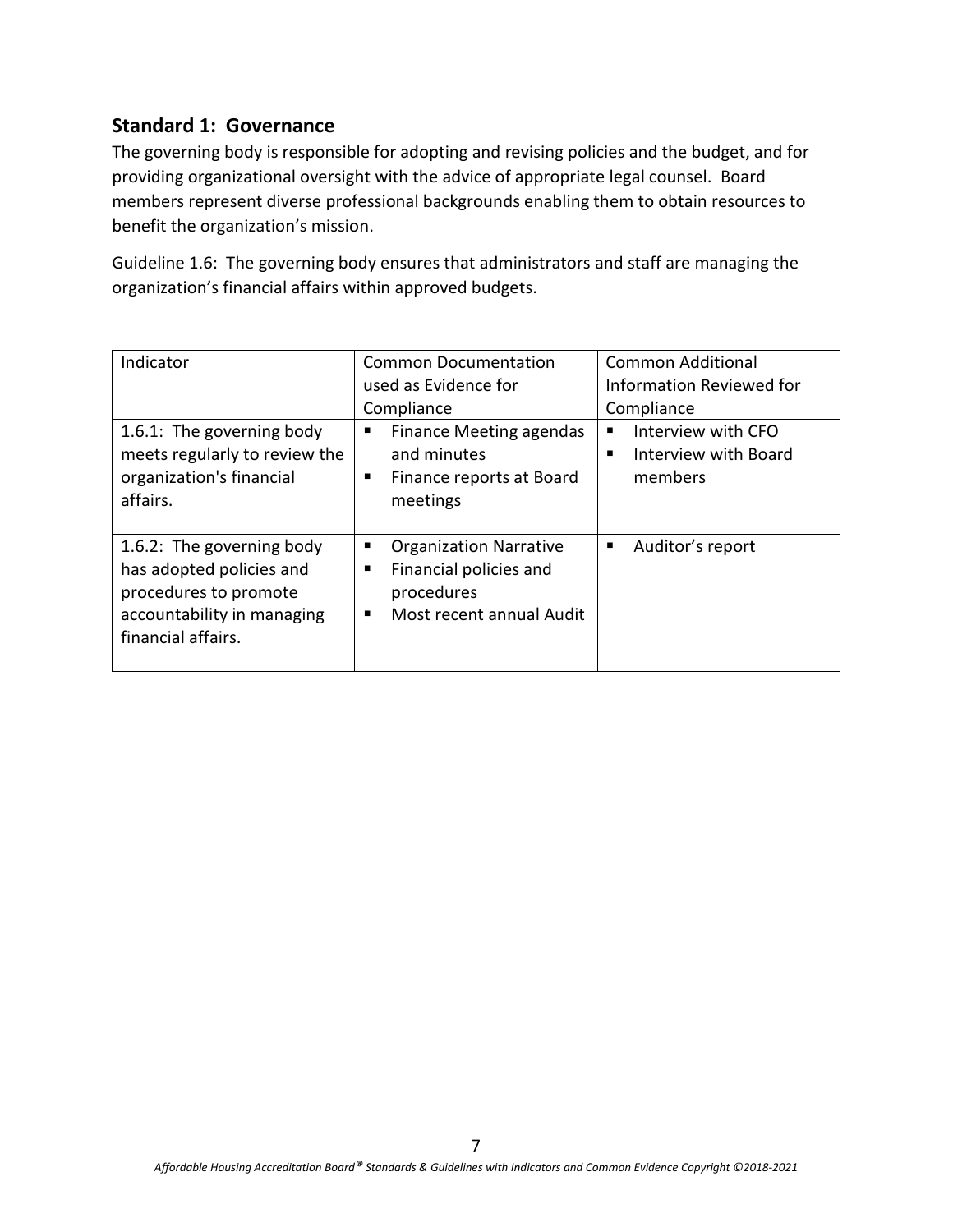## Standard 1: Governance

The governing body is responsible for adopting and revising policies and the budget, and for providing organizational oversight with the advice of appropriate legal counsel. Board members represent diverse professional backgrounds enabling them to obtain resources to benefit the organization's mission.

Guideline 1.6: The governing body ensures that administrators and staff are managing the organization's financial affairs within approved budgets.

| Indicator | Common Documentation used as Evidence for Compliance | Common Additional Information Reviewed for Compliance |
|---|---|---|
| 1.6.1: The governing body meets regularly to review the organization's financial affairs. | ▪ Finance Meeting agendas and minutes<br>▪ Finance reports at Board meetings | ▪ Interview with CFO<br>▪ Interview with Board members |
| 1.6.2: The governing body has adopted policies and procedures to promote accountability in managing financial affairs. | ▪ Organization Narrative<br>▪ Financial policies and procedures<br>▪ Most recent annual Audit | ▪ Auditor's report |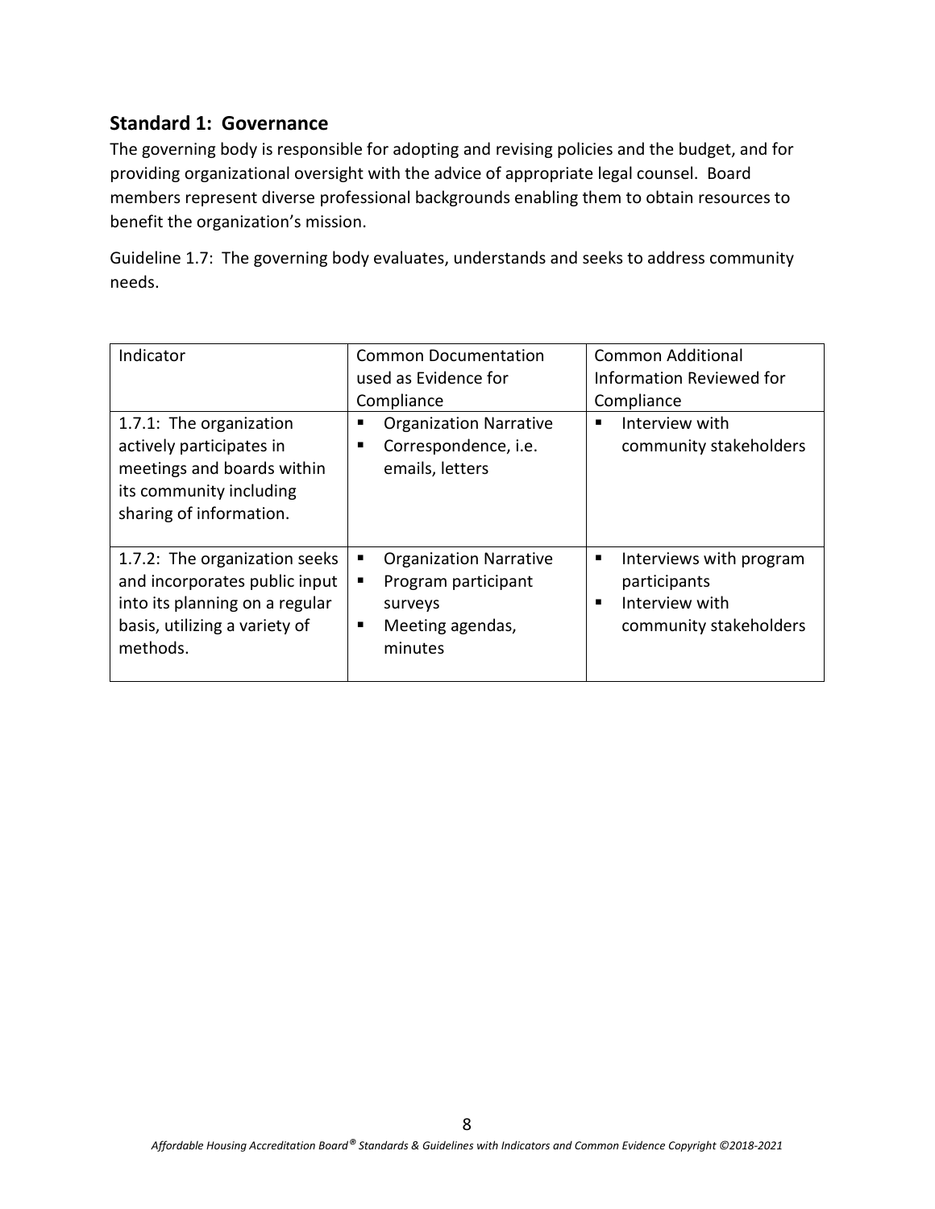## Standard 1: Governance

The governing body is responsible for adopting and revising policies and the budget, and for providing organizational oversight with the advice of appropriate legal counsel. Board members represent diverse professional backgrounds enabling them to obtain resources to benefit the organization's mission.

Guideline 1.7: The governing body evaluates, understands and seeks to address community needs.

| Indicator | Common Documentation used as Evidence for Compliance | Common Additional Information Reviewed for Compliance |
|---|---|---|
| 1.7.1: The organization actively participates in meetings and boards within its community including sharing of information. | ▪ Organization Narrative<br>▪ Correspondence, i.e. emails, letters | ▪ Interview with community stakeholders |
| 1.7.2: The organization seeks and incorporates public input into its planning on a regular basis, utilizing a variety of methods. | ▪ Organization Narrative<br>▪ Program participant surveys<br>▪ Meeting agendas, minutes | ▪ Interviews with program participants<br>▪ Interview with community stakeholders |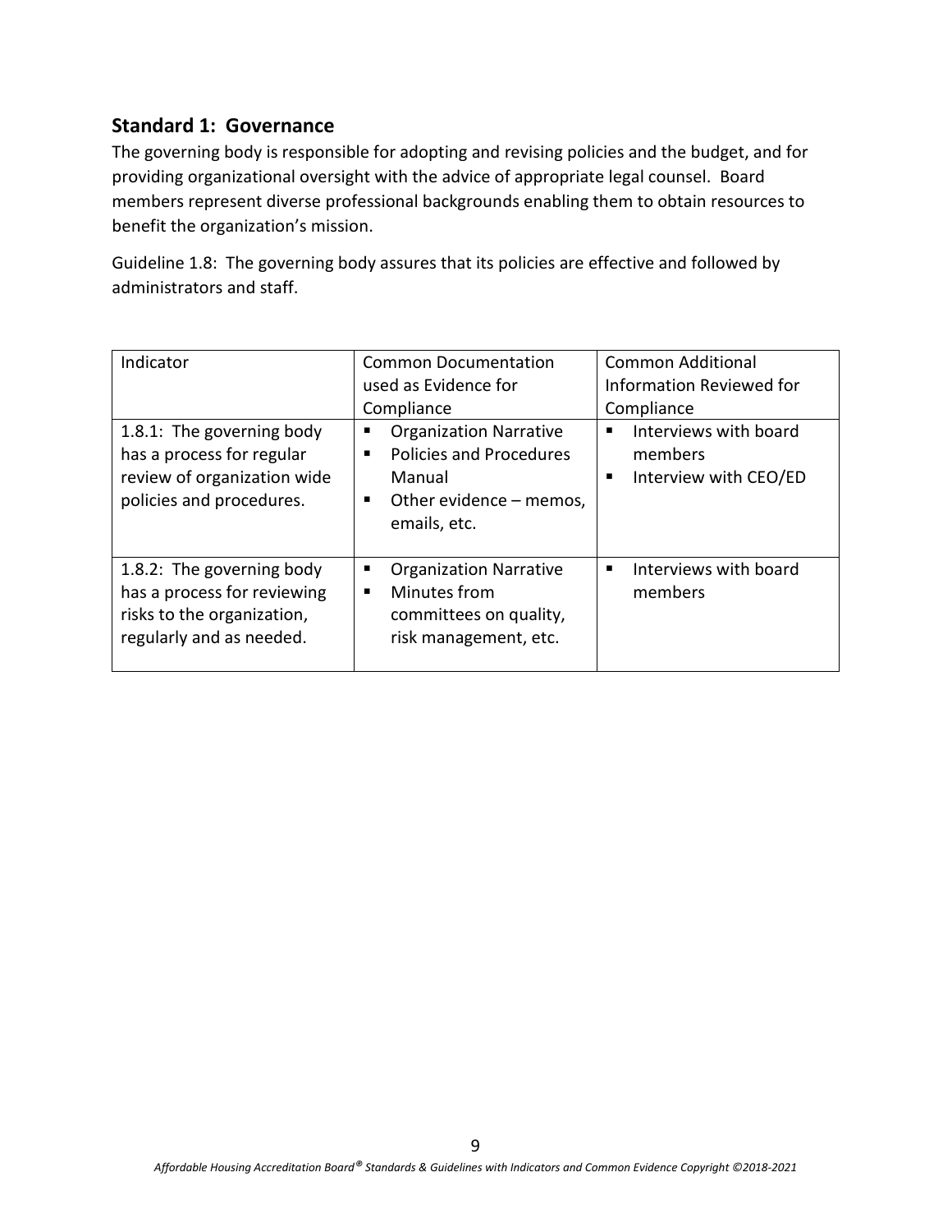## Standard 1: Governance

The governing body is responsible for adopting and revising policies and the budget, and for providing organizational oversight with the advice of appropriate legal counsel. Board members represent diverse professional backgrounds enabling them to obtain resources to benefit the organization's mission.

Guideline 1.8: The governing body assures that its policies are effective and followed by administrators and staff.

| Indicator | Common Documentation used as Evidence for Compliance | Common Additional Information Reviewed for Compliance |
|---|---|---|
| 1.8.1: The governing body has a process for regular review of organization wide policies and procedures. | ▪ Organization Narrative<br>▪ Policies and Procedures Manual<br>▪ Other evidence – memos, emails, etc. | ▪ Interviews with board members<br>▪ Interview with CEO/ED |
| 1.8.2: The governing body has a process for reviewing risks to the organization, regularly and as needed. | ▪ Organization Narrative<br>▪ Minutes from committees on quality, risk management, etc. | ▪ Interviews with board members |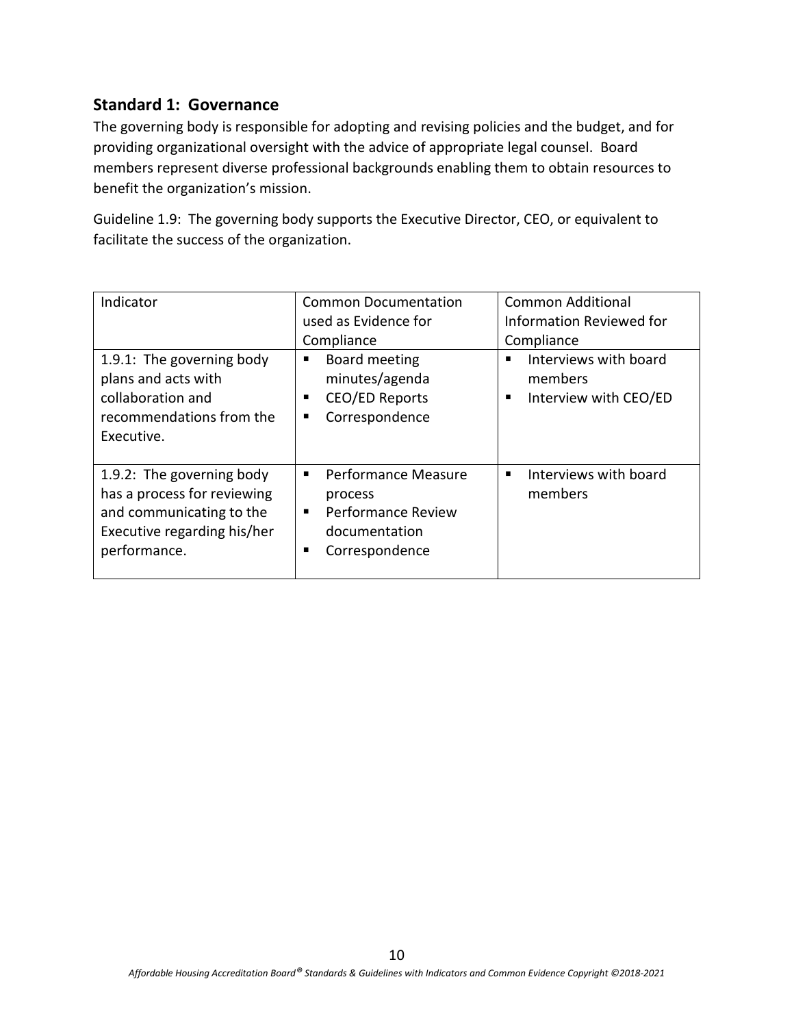## Standard 1: Governance

The governing body is responsible for adopting and revising policies and the budget, and for providing organizational oversight with the advice of appropriate legal counsel. Board members represent diverse professional backgrounds enabling them to obtain resources to benefit the organization's mission.

Guideline 1.9: The governing body supports the Executive Director, CEO, or equivalent to facilitate the success of the organization.

| Indicator | Common Documentation used as Evidence for Compliance | Common Additional Information Reviewed for Compliance |
|---|---|---|
| 1.9.1: The governing body plans and acts with collaboration and recommendations from the Executive. | ▪ Board meeting minutes/agenda<br>▪ CEO/ED Reports<br>▪ Correspondence | ▪ Interviews with board members<br>▪ Interview with CEO/ED |
| 1.9.2: The governing body has a process for reviewing and communicating to the Executive regarding his/her performance. | ▪ Performance Measure process<br>▪ Performance Review documentation<br>▪ Correspondence | ▪ Interviews with board members |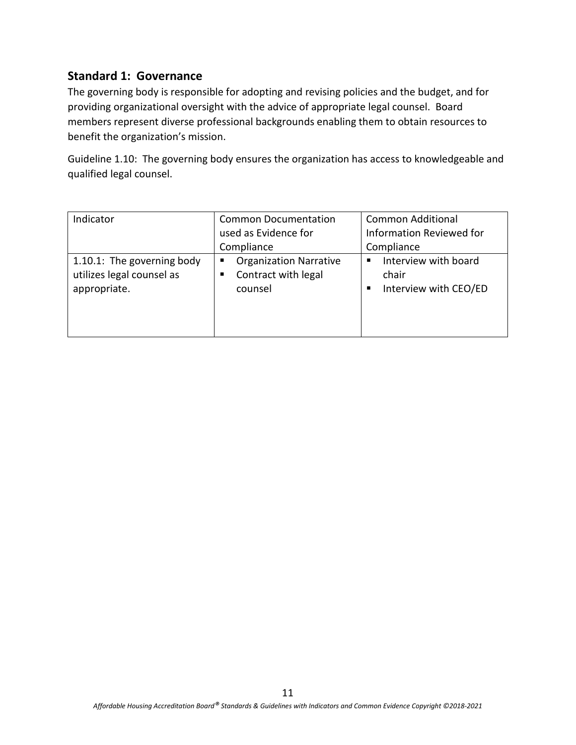## Standard 1: Governance

The governing body is responsible for adopting and revising policies and the budget, and for providing organizational oversight with the advice of appropriate legal counsel. Board members represent diverse professional backgrounds enabling them to obtain resources to benefit the organization's mission.

Guideline 1.10: The governing body ensures the organization has access to knowledgeable and qualified legal counsel.

| Indicator | Common Documentation used as Evidence for Compliance | Common Additional Information Reviewed for Compliance |
|---|---|---|
| 1.10.1: The governing body utilizes legal counsel as appropriate. | ▪ Organization Narrative<br>▪ Contract with legal counsel | ▪ Interview with board chair<br>▪ Interview with CEO/ED |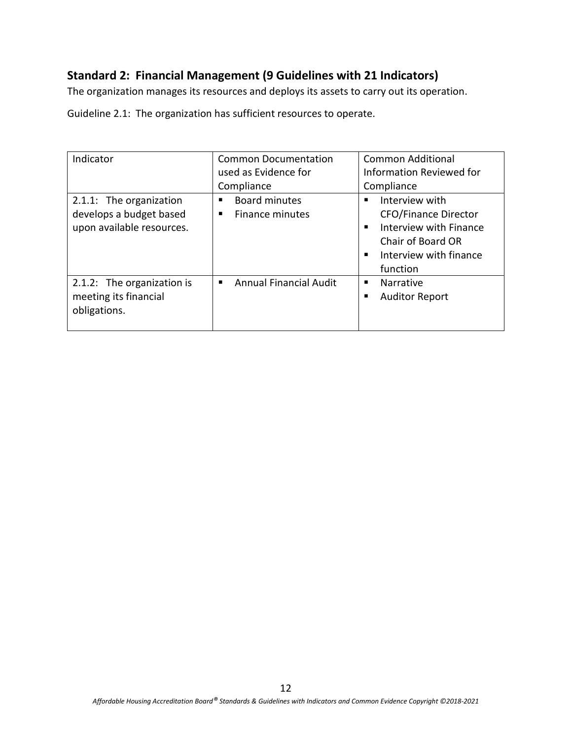## Standard 2: Financial Management (9 Guidelines with 21 Indicators)

The organization manages its resources and deploys its assets to carry out its operation.

Guideline 2.1: The organization has sufficient resources to operate.

| Indicator | Common Documentation used as Evidence for Compliance | Common Additional Information Reviewed for Compliance |
|---|---|---|
| 2.1.1: The organization develops a budget based upon available resources. | ▪ Board minutes<br>▪ Finance minutes | ▪ Interview with CFO/Finance Director<br>▪ Interview with Finance Chair of Board OR<br>▪ Interview with finance function |
| 2.1.2: The organization is meeting its financial obligations. | ▪ Annual Financial Audit | ▪ Narrative<br>▪ Auditor Report |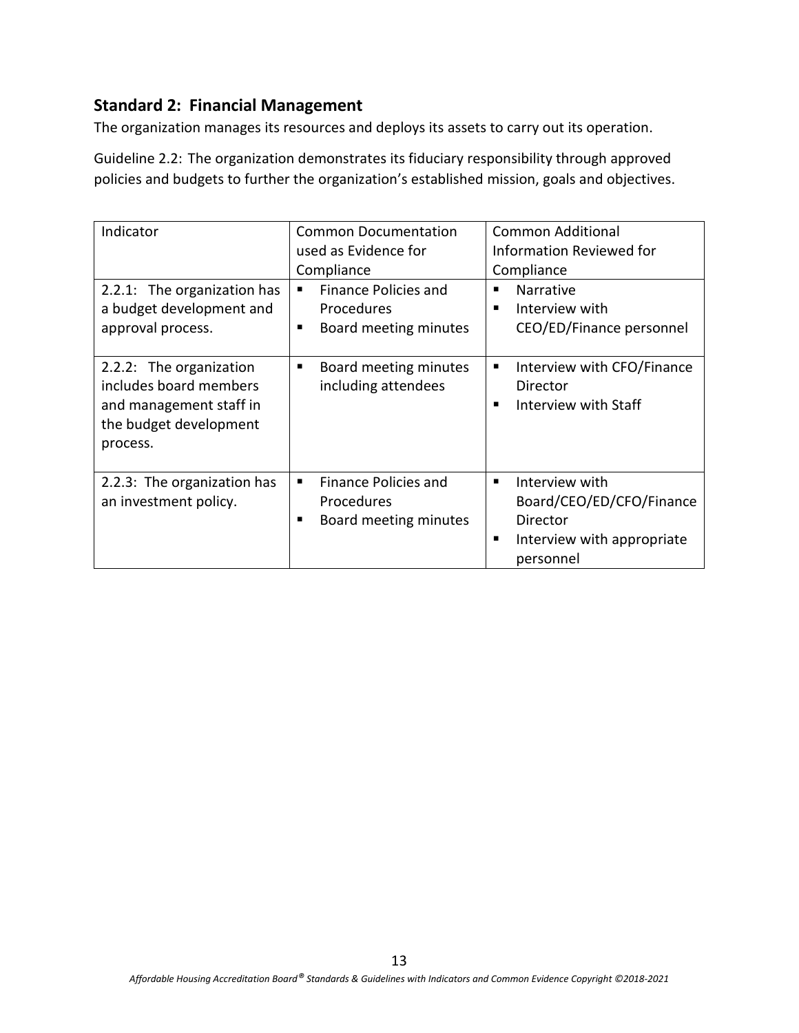## Standard 2: Financial Management

The organization manages its resources and deploys its assets to carry out its operation.

Guideline 2.2: The organization demonstrates its fiduciary responsibility through approved policies and budgets to further the organization's established mission, goals and objectives.

| Indicator | Common Documentation used as Evidence for Compliance | Common Additional Information Reviewed for Compliance |
|---|---|---|
| 2.2.1: The organization has a budget development and approval process. | ▪ Finance Policies and Procedures<br>▪ Board meeting minutes | ▪ Narrative<br>▪ Interview with CEO/ED/Finance personnel |
| 2.2.2: The organization includes board members and management staff in the budget development process. | ▪ Board meeting minutes including attendees | ▪ Interview with CFO/Finance Director<br>▪ Interview with Staff |
| 2.2.3: The organization has an investment policy. | ▪ Finance Policies and Procedures<br>▪ Board meeting minutes | ▪ Interview with Board/CEO/ED/CFO/Finance Director<br>▪ Interview with appropriate personnel |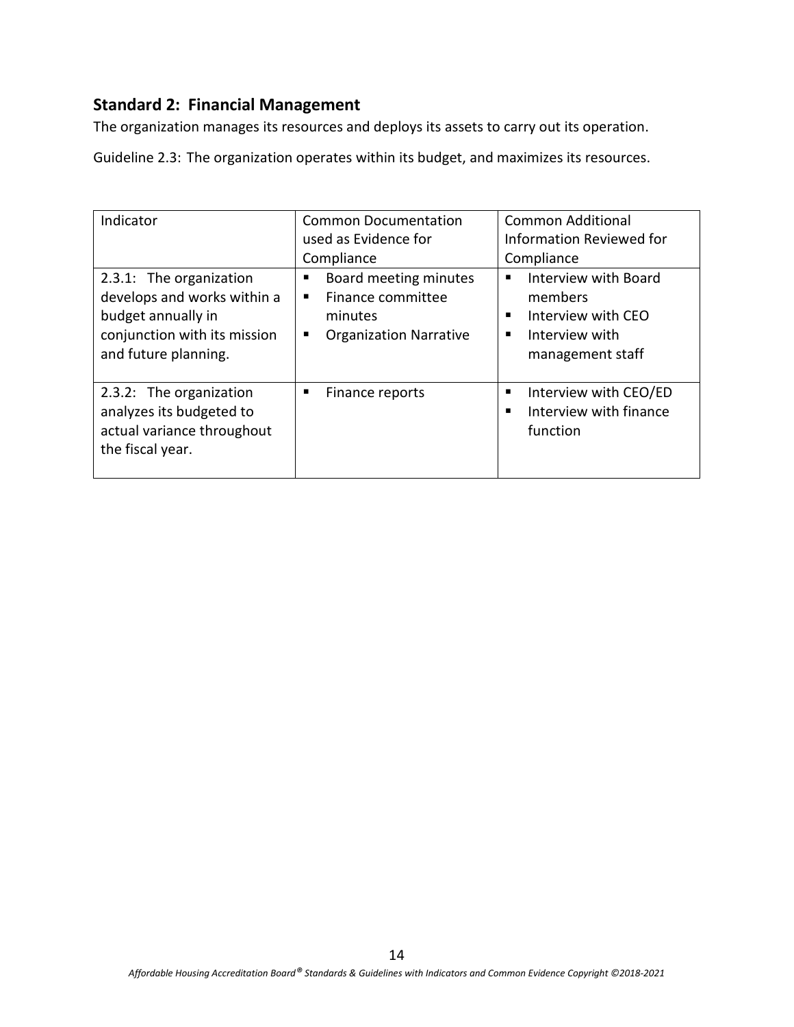## Standard 2: Financial Management

The organization manages its resources and deploys its assets to carry out its operation.

Guideline 2.3: The organization operates within its budget, and maximizes its resources.

| Indicator | Common Documentation used as Evidence for Compliance | Common Additional Information Reviewed for Compliance |
|---|---|---|
| 2.3.1: The organization develops and works within a budget annually in conjunction with its mission and future planning. | ▪ Board meeting minutes<br>▪ Finance committee minutes<br>▪ Organization Narrative | ▪ Interview with Board members<br>▪ Interview with CEO<br>▪ Interview with management staff |
| 2.3.2: The organization analyzes its budgeted to actual variance throughout the fiscal year. | ▪ Finance reports | ▪ Interview with CEO/ED<br>▪ Interview with finance function |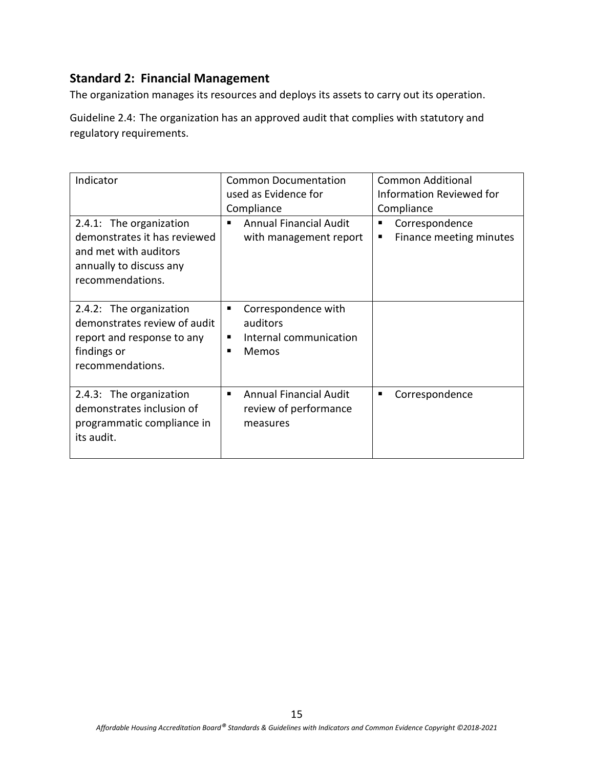## Standard 2: Financial Management

The organization manages its resources and deploys its assets to carry out its operation.

Guideline 2.4: The organization has an approved audit that complies with statutory and regulatory requirements.

| Indicator | Common Documentation used as Evidence for Compliance | Common Additional Information Reviewed for Compliance |
|---|---|---|
| 2.4.1: The organization demonstrates it has reviewed and met with auditors annually to discuss any recommendations. | ▪ Annual Financial Audit with management report | ▪ Correspondence<br>▪ Finance meeting minutes |
| 2.4.2: The organization demonstrates review of audit report and response to any findings or recommendations. | ▪ Correspondence with auditors<br>▪ Internal communication<br>▪ Memos | |
| 2.4.3: The organization demonstrates inclusion of programmatic compliance in its audit. | ▪ Annual Financial Audit review of performance measures | ▪ Correspondence |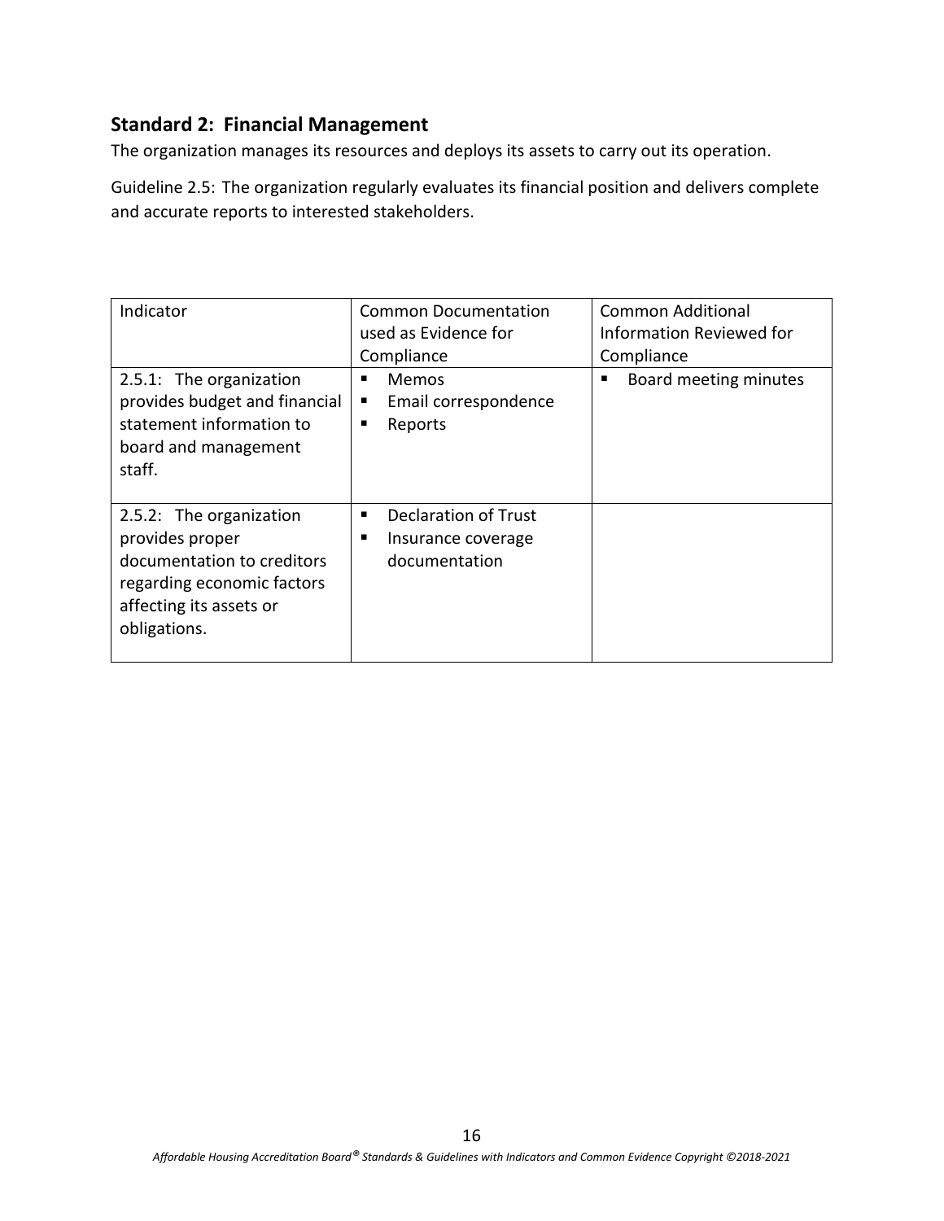## Standard 2: Financial Management

The organization manages its resources and deploys its assets to carry out its operation.

Guideline 2.5: The organization regularly evaluates its financial position and delivers complete and accurate reports to interested stakeholders.

| Indicator | Common Documentation used as Evidence for Compliance | Common Additional Information Reviewed for Compliance |
|---|---|---|
| 2.5.1: The organization provides budget and financial statement information to board and management staff. | ▪ Memos<br>▪ Email correspondence<br>▪ Reports | ▪ Board meeting minutes |
| 2.5.2: The organization provides proper documentation to creditors regarding economic factors affecting its assets or obligations. | ▪ Declaration of Trust<br>▪ Insurance coverage documentation | |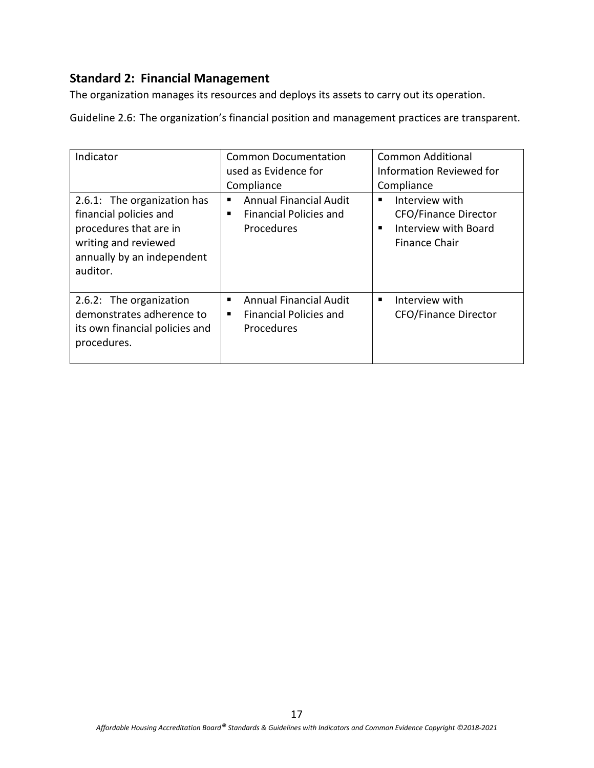## Standard 2: Financial Management

The organization manages its resources and deploys its assets to carry out its operation.

Guideline 2.6: The organization's financial position and management practices are transparent.

| Indicator | Common Documentation used as Evidence for Compliance | Common Additional Information Reviewed for Compliance |
|---|---|---|
| 2.6.1: The organization has financial policies and procedures that are in writing and reviewed annually by an independent auditor. | ▪ Annual Financial Audit<br>▪ Financial Policies and Procedures | ▪ Interview with CFO/Finance Director<br>▪ Interview with Board Finance Chair |
| 2.6.2: The organization demonstrates adherence to its own financial policies and procedures. | ▪ Annual Financial Audit<br>▪ Financial Policies and Procedures | ▪ Interview with CFO/Finance Director |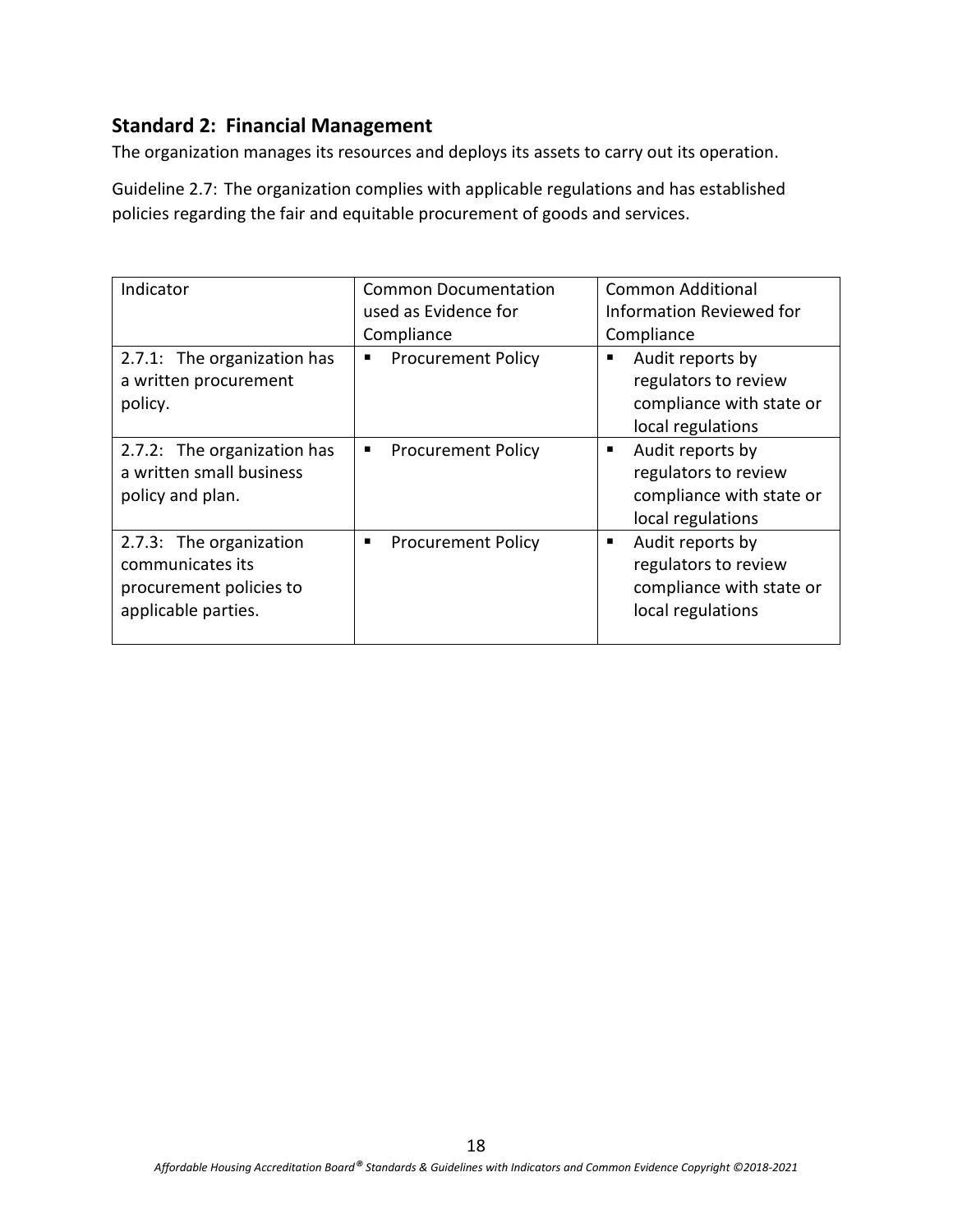## Standard 2: Financial Management

The organization manages its resources and deploys its assets to carry out its operation.

Guideline 2.7: The organization complies with applicable regulations and has established policies regarding the fair and equitable procurement of goods and services.

| Indicator | Common Documentation used as Evidence for Compliance | Common Additional Information Reviewed for Compliance |
|---|---|---|
| 2.7.1: The organization has a written procurement policy. | ▪ Procurement Policy | ▪ Audit reports by regulators to review compliance with state or local regulations |
| 2.7.2: The organization has a written small business policy and plan. | ▪ Procurement Policy | ▪ Audit reports by regulators to review compliance with state or local regulations |
| 2.7.3: The organization communicates its procurement policies to applicable parties. | ▪ Procurement Policy | ▪ Audit reports by regulators to review compliance with state or local regulations |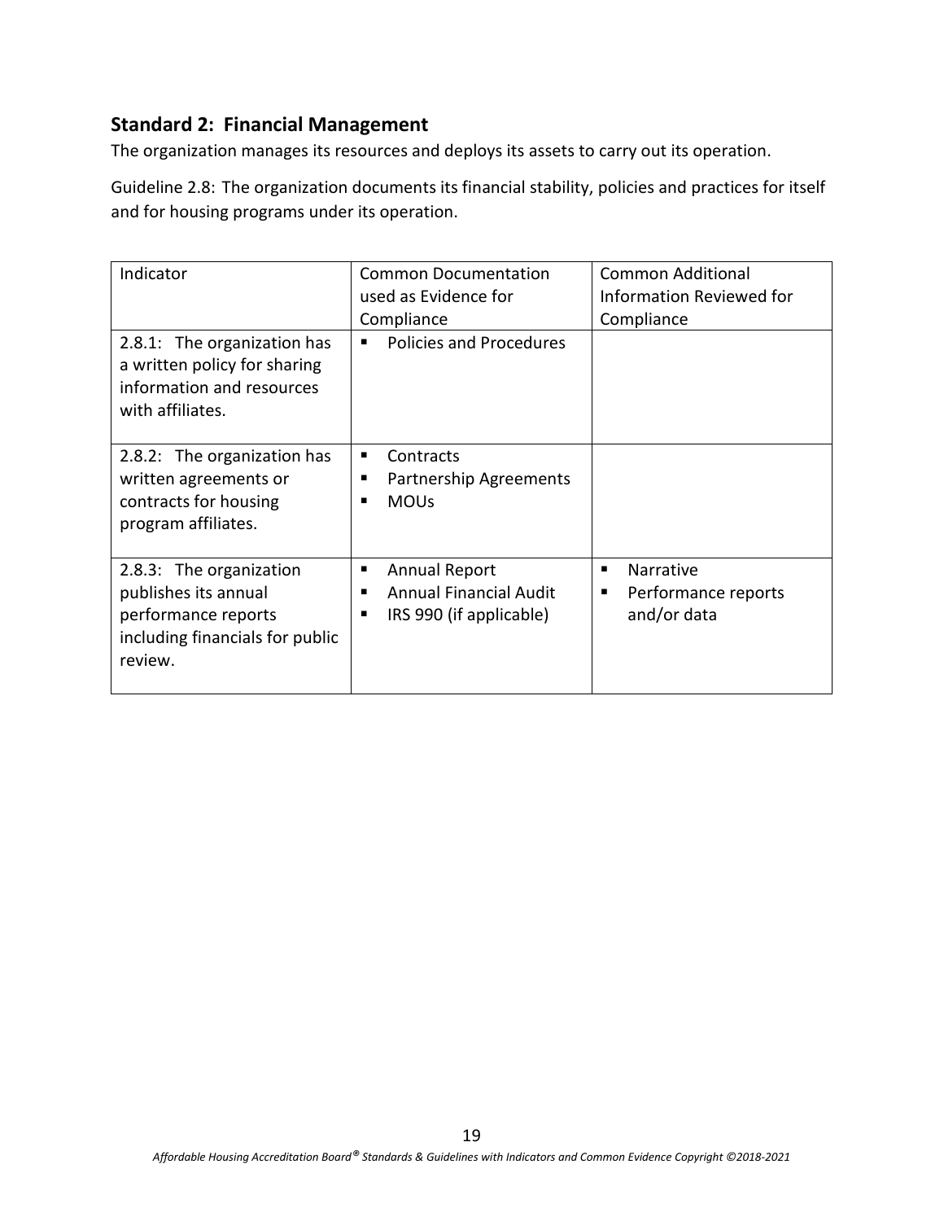## Standard 2: Financial Management

The organization manages its resources and deploys its assets to carry out its operation.

Guideline 2.8: The organization documents its financial stability, policies and practices for itself and for housing programs under its operation.

| Indicator | Common Documentation used as Evidence for Compliance | Common Additional Information Reviewed for Compliance |
|---|---|---|
| 2.8.1: The organization has a written policy for sharing information and resources with affiliates. | ▪ Policies and Procedures | |
| 2.8.2: The organization has written agreements or contracts for housing program affiliates. | ▪ Contracts<br>▪ Partnership Agreements<br>▪ MOUs | |
| 2.8.3: The organization publishes its annual performance reports including financials for public review. | ▪ Annual Report<br>▪ Annual Financial Audit<br>▪ IRS 990 (if applicable) | ▪ Narrative<br>▪ Performance reports and/or data |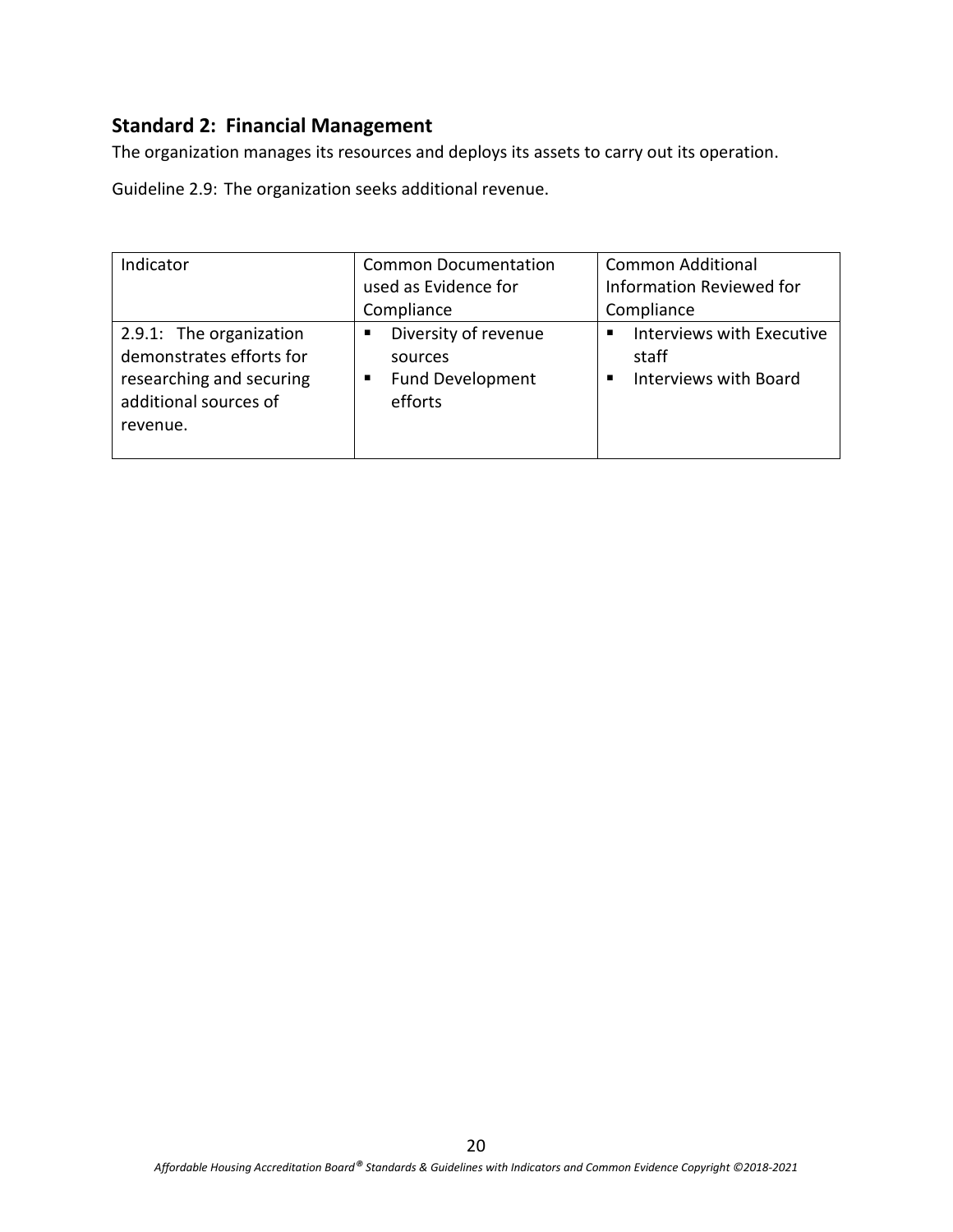## Standard 2: Financial Management

The organization manages its resources and deploys its assets to carry out its operation.

Guideline 2.9: The organization seeks additional revenue.

| Indicator | Common Documentation used as Evidence for Compliance | Common Additional Information Reviewed for Compliance |
|---|---|---|
| 2.9.1: The organization demonstrates efforts for researching and securing additional sources of revenue. | ▪ Diversity of revenue sources<br>▪ Fund Development efforts | ▪ Interviews with Executive staff<br>▪ Interviews with Board |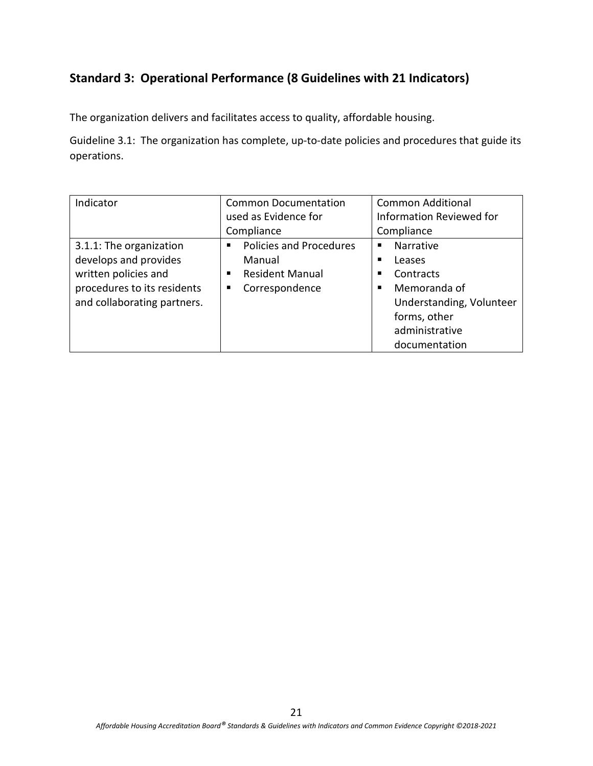## Standard 3: Operational Performance (8 Guidelines with 21 Indicators)

The organization delivers and facilitates access to quality, affordable housing.

Guideline 3.1: The organization has complete, up-to-date policies and procedures that guide its operations.

| Indicator | Common Documentation used as Evidence for Compliance | Common Additional Information Reviewed for Compliance |
|---|---|---|
| 3.1.1: The organization develops and provides written policies and procedures to its residents and collaborating partners. | ▪ Policies and Procedures Manual<br>▪ Resident Manual<br>▪ Correspondence | ▪ Narrative<br>▪ Leases<br>▪ Contracts<br>▪ Memoranda of Understanding, Volunteer forms, other administrative documentation |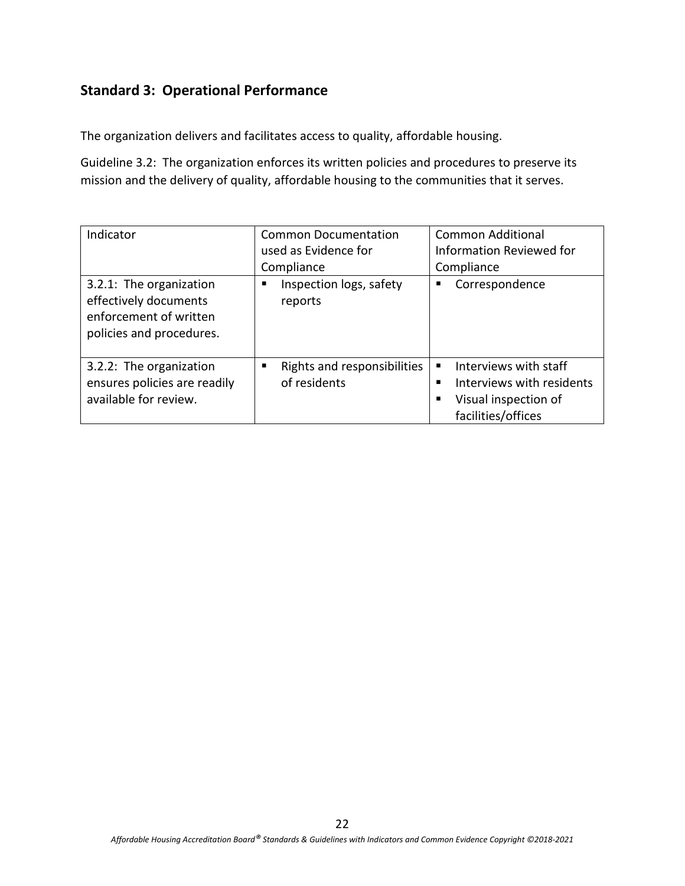## Standard 3: Operational Performance

The organization delivers and facilitates access to quality, affordable housing.

Guideline 3.2: The organization enforces its written policies and procedures to preserve its mission and the delivery of quality, affordable housing to the communities that it serves.

| Indicator | Common Documentation used as Evidence for Compliance | Common Additional Information Reviewed for Compliance |
|---|---|---|
| 3.2.1: The organization effectively documents enforcement of written policies and procedures. | ▪ Inspection logs, safety reports | ▪ Correspondence |
| 3.2.2: The organization ensures policies are readily available for review. | ▪ Rights and responsibilities of residents | ▪ Interviews with staff<br>▪ Interviews with residents<br>▪ Visual inspection of facilities/offices |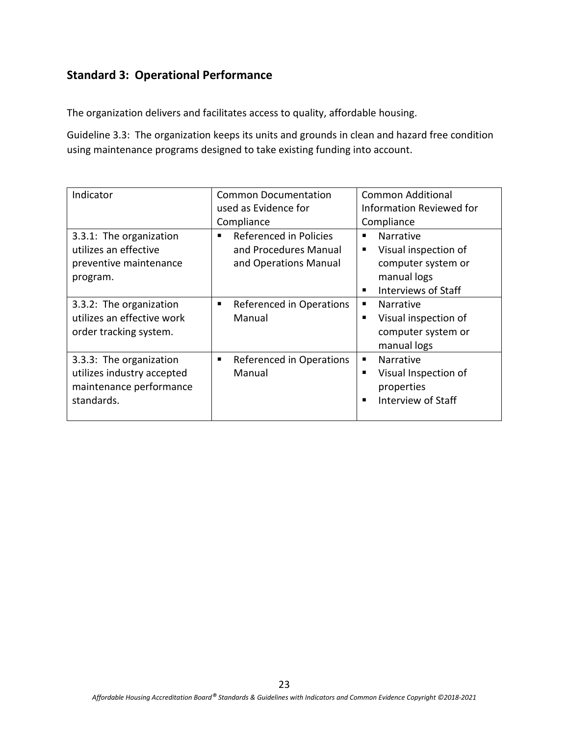## Standard 3: Operational Performance

The organization delivers and facilitates access to quality, affordable housing.

Guideline 3.3: The organization keeps its units and grounds in clean and hazard free condition using maintenance programs designed to take existing funding into account.

| Indicator | Common Documentation used as Evidence for Compliance | Common Additional Information Reviewed for Compliance |
|---|---|---|
| 3.3.1: The organization utilizes an effective preventive maintenance program. | ▪ Referenced in Policies and Procedures Manual and Operations Manual | ▪ Narrative<br>▪ Visual inspection of computer system or manual logs<br>▪ Interviews of Staff |
| 3.3.2: The organization utilizes an effective work order tracking system. | ▪ Referenced in Operations Manual | ▪ Narrative<br>▪ Visual inspection of computer system or manual logs |
| 3.3.3: The organization utilizes industry accepted maintenance performance standards. | ▪ Referenced in Operations Manual | ▪ Narrative<br>▪ Visual Inspection of properties<br>▪ Interview of Staff |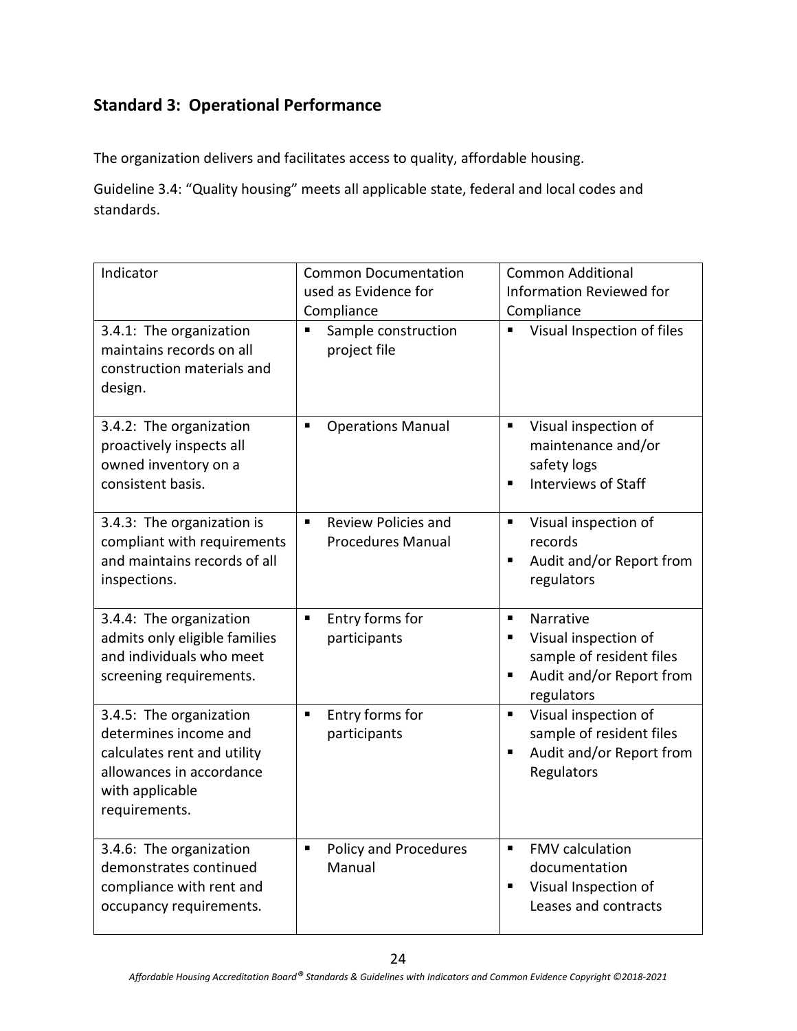## Standard 3: Operational Performance

The organization delivers and facilitates access to quality, affordable housing.

Guideline 3.4: "Quality housing" meets all applicable state, federal and local codes and standards.

| Indicator | Common Documentation used as Evidence for Compliance | Common Additional Information Reviewed for Compliance |
|---|---|---|
| 3.4.1: The organization maintains records on all construction materials and design. | ▪ Sample construction project file | ▪ Visual Inspection of files |
| 3.4.2: The organization proactively inspects all owned inventory on a consistent basis. | ▪ Operations Manual | ▪ Visual inspection of maintenance and/or safety logs<br>▪ Interviews of Staff |
| 3.4.3: The organization is compliant with requirements and maintains records of all inspections. | ▪ Review Policies and Procedures Manual | ▪ Visual inspection of records<br>▪ Audit and/or Report from regulators |
| 3.4.4: The organization admits only eligible families and individuals who meet screening requirements. | ▪ Entry forms for participants | ▪ Narrative<br>▪ Visual inspection of sample of resident files<br>▪ Audit and/or Report from regulators |
| 3.4.5: The organization determines income and calculates rent and utility allowances in accordance with applicable requirements. | ▪ Entry forms for participants | ▪ Visual inspection of sample of resident files<br>▪ Audit and/or Report from Regulators |
| 3.4.6: The organization demonstrates continued compliance with rent and occupancy requirements. | ▪ Policy and Procedures Manual | ▪ FMV calculation documentation<br>▪ Visual Inspection of Leases and contracts |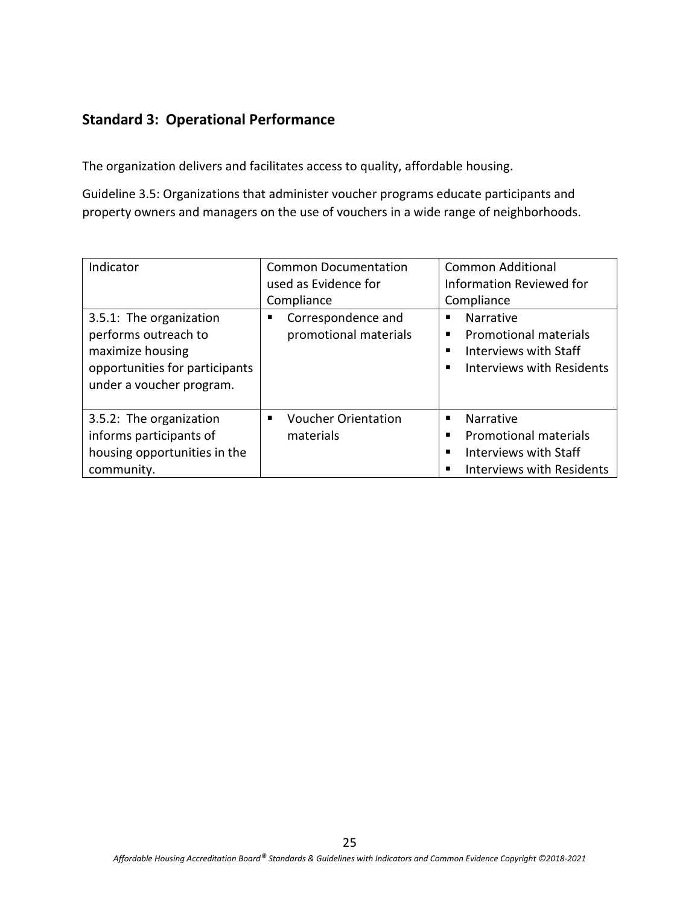## Standard 3: Operational Performance

The organization delivers and facilitates access to quality, affordable housing.

Guideline 3.5: Organizations that administer voucher programs educate participants and property owners and managers on the use of vouchers in a wide range of neighborhoods.

| Indicator | Common Documentation used as Evidence for Compliance | Common Additional Information Reviewed for Compliance |
|---|---|---|
| 3.5.1: The organization performs outreach to maximize housing opportunities for participants under a voucher program. | ▪ Correspondence and promotional materials | ▪ Narrative<br>▪ Promotional materials<br>▪ Interviews with Staff<br>▪ Interviews with Residents |
| 3.5.2: The organization informs participants of housing opportunities in the community. | ▪ Voucher Orientation materials | ▪ Narrative<br>▪ Promotional materials<br>▪ Interviews with Staff<br>▪ Interviews with Residents |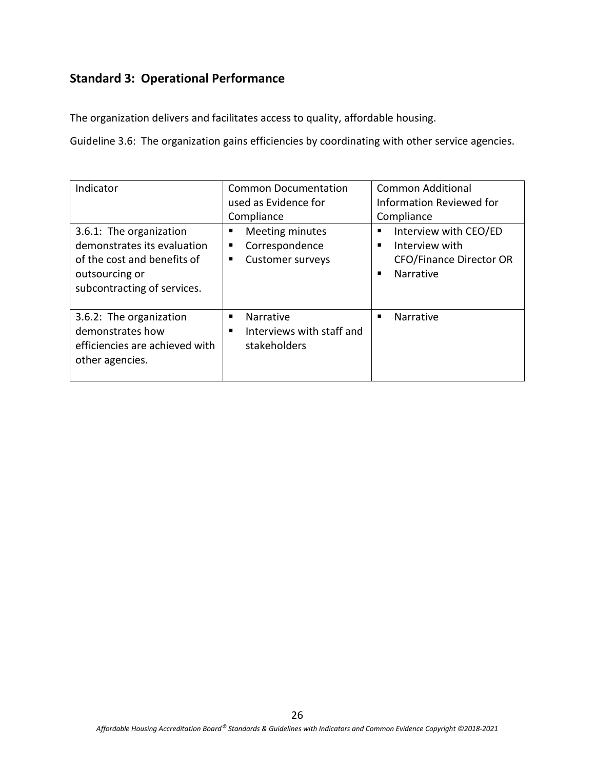## Standard 3: Operational Performance

The organization delivers and facilitates access to quality, affordable housing.

Guideline 3.6: The organization gains efficiencies by coordinating with other service agencies.

| Indicator | Common Documentation used as Evidence for Compliance | Common Additional Information Reviewed for Compliance |
|---|---|---|
| 3.6.1: The organization demonstrates its evaluation of the cost and benefits of outsourcing or subcontracting of services. | ▪ Meeting minutes<br>▪ Correspondence<br>▪ Customer surveys | ▪ Interview with CEO/ED<br>▪ Interview with CFO/Finance Director OR<br>▪ Narrative |
| 3.6.2: The organization demonstrates how efficiencies are achieved with other agencies. | ▪ Narrative<br>▪ Interviews with staff and stakeholders | ▪ Narrative |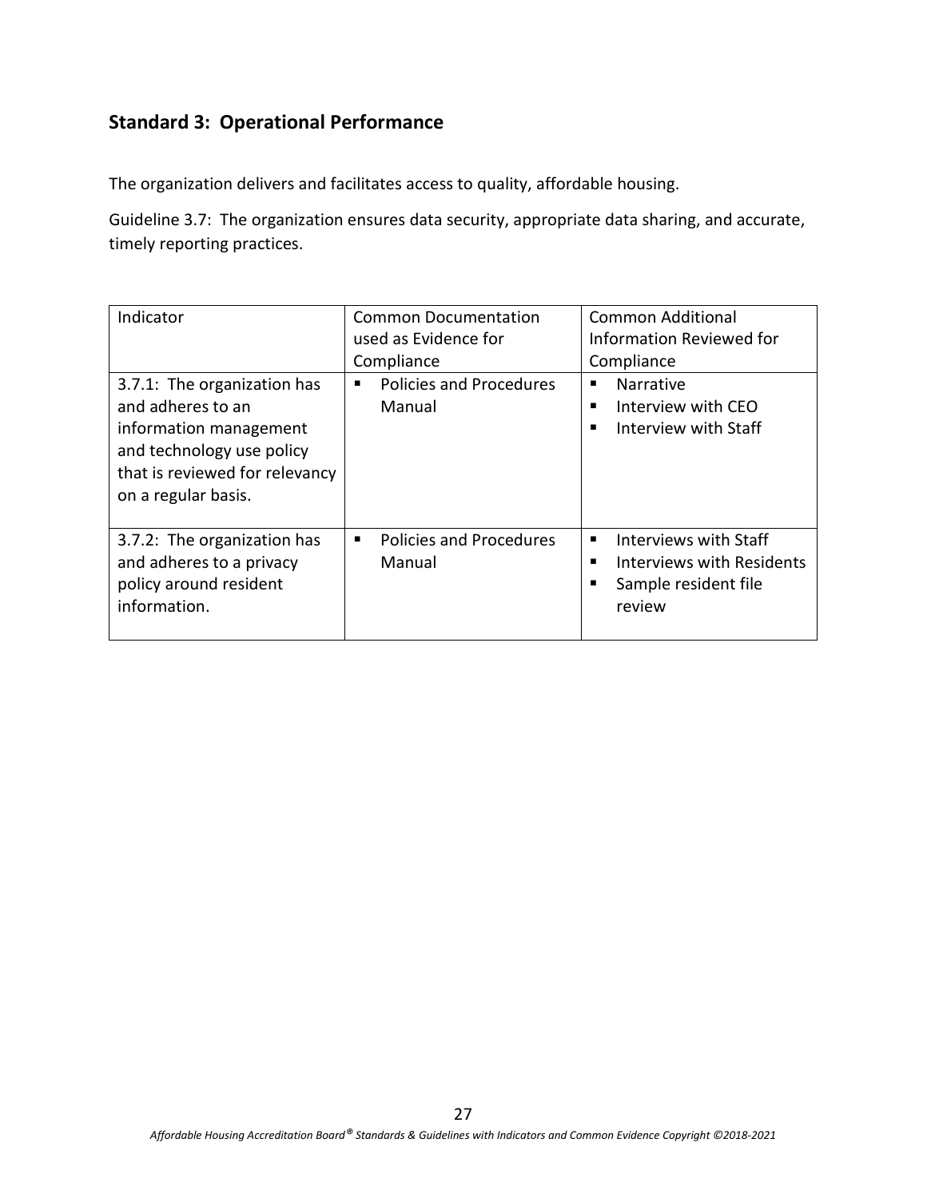## Standard 3: Operational Performance

The organization delivers and facilitates access to quality, affordable housing.

Guideline 3.7: The organization ensures data security, appropriate data sharing, and accurate, timely reporting practices.

| Indicator | Common Documentation used as Evidence for Compliance | Common Additional Information Reviewed for Compliance |
|---|---|---|
| 3.7.1: The organization has and adheres to an information management and technology use policy that is reviewed for relevancy on a regular basis. | ▪ Policies and Procedures Manual | ▪ Narrative<br>▪ Interview with CEO<br>▪ Interview with Staff |
| 3.7.2: The organization has and adheres to a privacy policy around resident information. | ▪ Policies and Procedures Manual | ▪ Interviews with Staff<br>▪ Interviews with Residents<br>▪ Sample resident file review |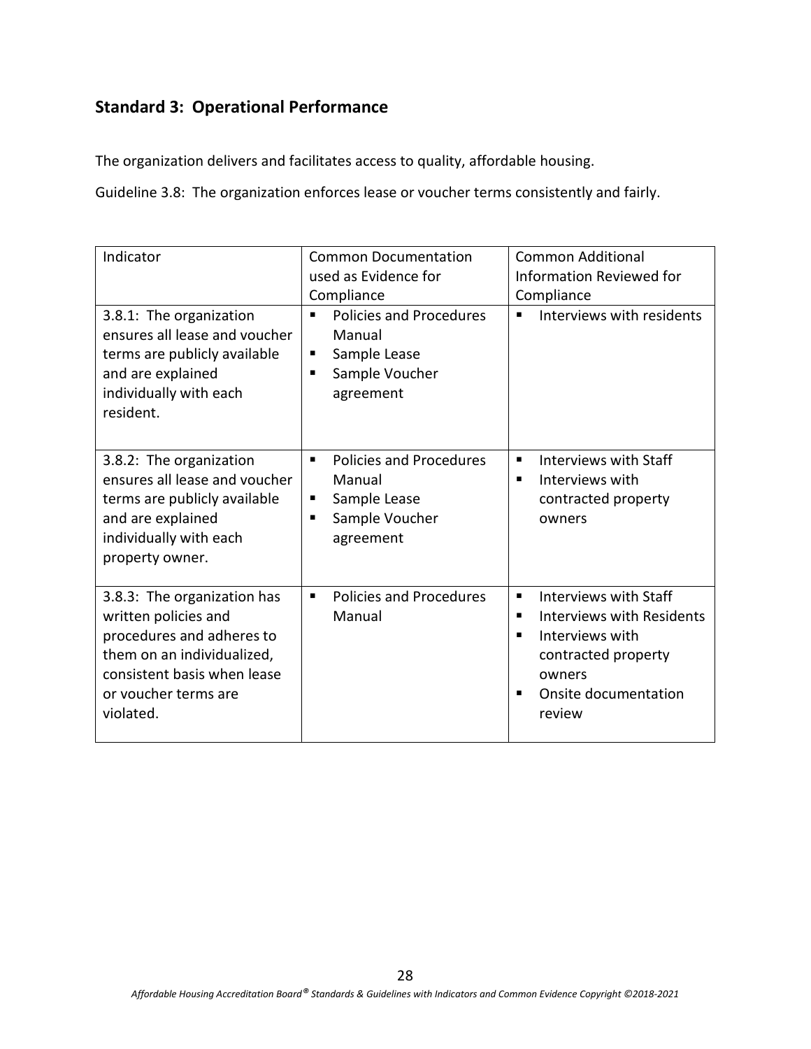## Standard 3: Operational Performance

The organization delivers and facilitates access to quality, affordable housing.

Guideline 3.8: The organization enforces lease or voucher terms consistently and fairly.

| Indicator | Common Documentation used as Evidence for Compliance | Common Additional Information Reviewed for Compliance |
| --- | --- | --- |
| 3.8.1: The organization ensures all lease and voucher terms are publicly available and are explained individually with each resident. | ▪ Policies and Procedures Manual<br>▪ Sample Lease<br>▪ Sample Voucher agreement | ▪ Interviews with residents |
| 3.8.2: The organization ensures all lease and voucher terms are publicly available and are explained individually with each property owner. | ▪ Policies and Procedures Manual<br>▪ Sample Lease<br>▪ Sample Voucher agreement | ▪ Interviews with Staff<br>▪ Interviews with contracted property owners |
| 3.8.3: The organization has written policies and procedures and adheres to them on an individualized, consistent basis when lease or voucher terms are violated. | ▪ Policies and Procedures Manual | ▪ Interviews with Staff<br>▪ Interviews with Residents<br>▪ Interviews with contracted property owners<br>▪ Onsite documentation review |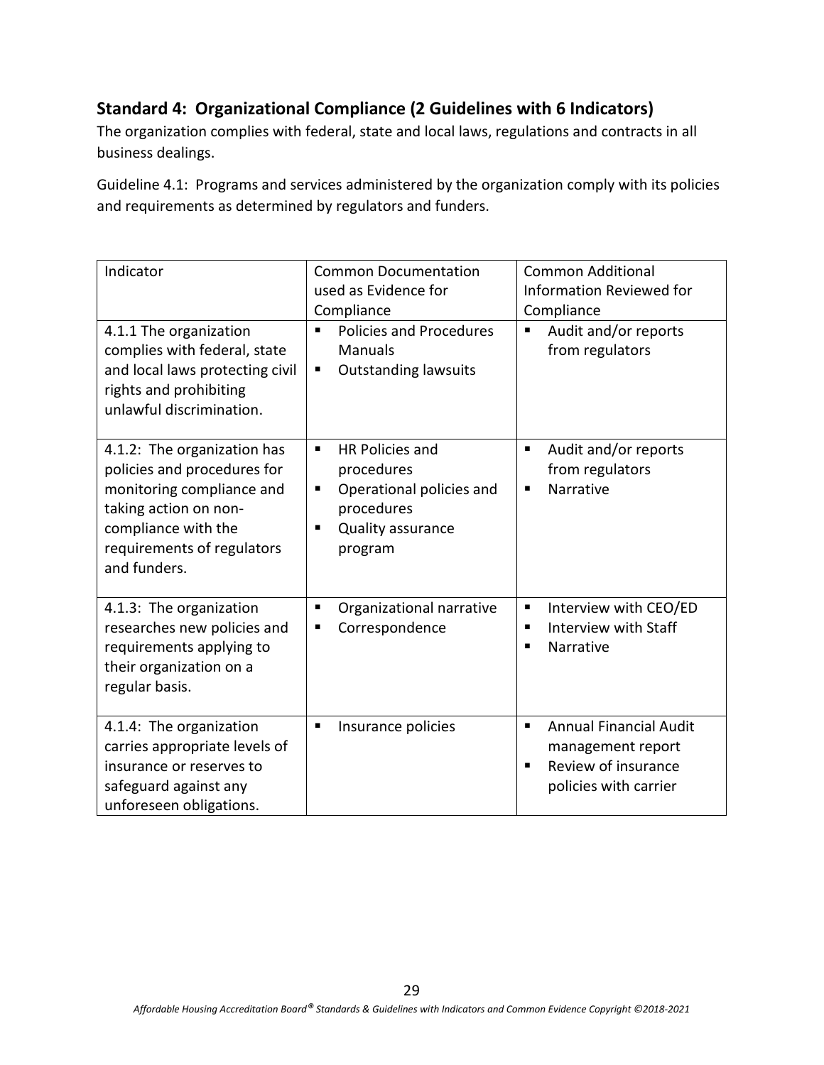## Standard 4: Organizational Compliance (2 Guidelines with 6 Indicators)

The organization complies with federal, state and local laws, regulations and contracts in all business dealings.

Guideline 4.1: Programs and services administered by the organization comply with its policies and requirements as determined by regulators and funders.

| Indicator | Common Documentation used as Evidence for Compliance | Common Additional Information Reviewed for Compliance |
|---|---|---|
| 4.1.1 The organization complies with federal, state and local laws protecting civil rights and prohibiting unlawful discrimination. | ▪ Policies and Procedures Manuals<br>▪ Outstanding lawsuits | ▪ Audit and/or reports from regulators |
| 4.1.2: The organization has policies and procedures for monitoring compliance and taking action on non-compliance with the requirements of regulators and funders. | ▪ HR Policies and procedures<br>▪ Operational policies and procedures<br>▪ Quality assurance program | ▪ Audit and/or reports from regulators<br>▪ Narrative |
| 4.1.3: The organization researches new policies and requirements applying to their organization on a regular basis. | ▪ Organizational narrative<br>▪ Correspondence | ▪ Interview with CEO/ED<br>▪ Interview with Staff<br>▪ Narrative |
| 4.1.4: The organization carries appropriate levels of insurance or reserves to safeguard against any unforeseen obligations. | ▪ Insurance policies | ▪ Annual Financial Audit management report<br>▪ Review of insurance policies with carrier |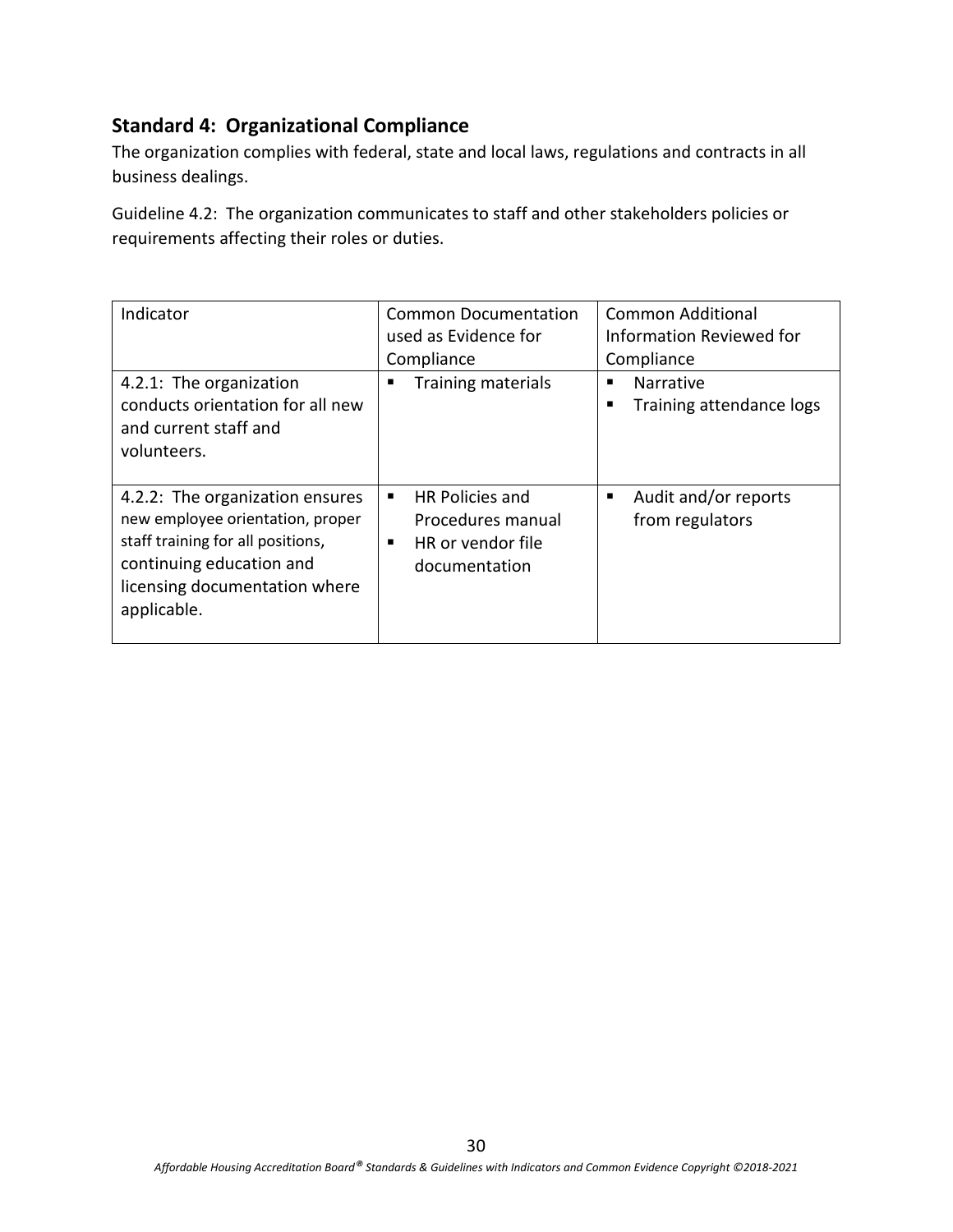## Standard 4: Organizational Compliance

The organization complies with federal, state and local laws, regulations and contracts in all business dealings.

Guideline 4.2: The organization communicates to staff and other stakeholders policies or requirements affecting their roles or duties.

| Indicator | Common Documentation used as Evidence for Compliance | Common Additional Information Reviewed for Compliance |
|---|---|---|
| 4.2.1: The organization conducts orientation for all new and current staff and volunteers. | ▪ Training materials | ▪ Narrative<br>▪ Training attendance logs |
| 4.2.2: The organization ensures new employee orientation, proper staff training for all positions, continuing education and licensing documentation where applicable. | ▪ HR Policies and Procedures manual<br>▪ HR or vendor file documentation | ▪ Audit and/or reports from regulators |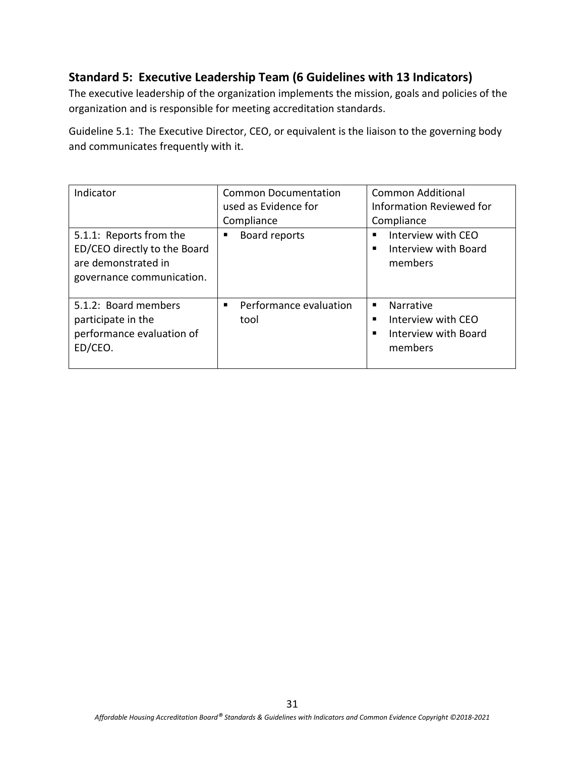## Standard 5: Executive Leadership Team (6 Guidelines with 13 Indicators)

The executive leadership of the organization implements the mission, goals and policies of the organization and is responsible for meeting accreditation standards.

Guideline 5.1: The Executive Director, CEO, or equivalent is the liaison to the governing body and communicates frequently with it.

| Indicator | Common Documentation used as Evidence for Compliance | Common Additional Information Reviewed for Compliance |
|---|---|---|
| 5.1.1: Reports from the ED/CEO directly to the Board are demonstrated in governance communication. | ▪ Board reports | ▪ Interview with CEO<br>▪ Interview with Board members |
| 5.1.2: Board members participate in the performance evaluation of ED/CEO. | ▪ Performance evaluation tool | ▪ Narrative<br>▪ Interview with CEO<br>▪ Interview with Board members |

*Affordable Housing Accreditation Board® Standards & Guidelines with Indicators and Common Evidence Copyright ©2018-2021*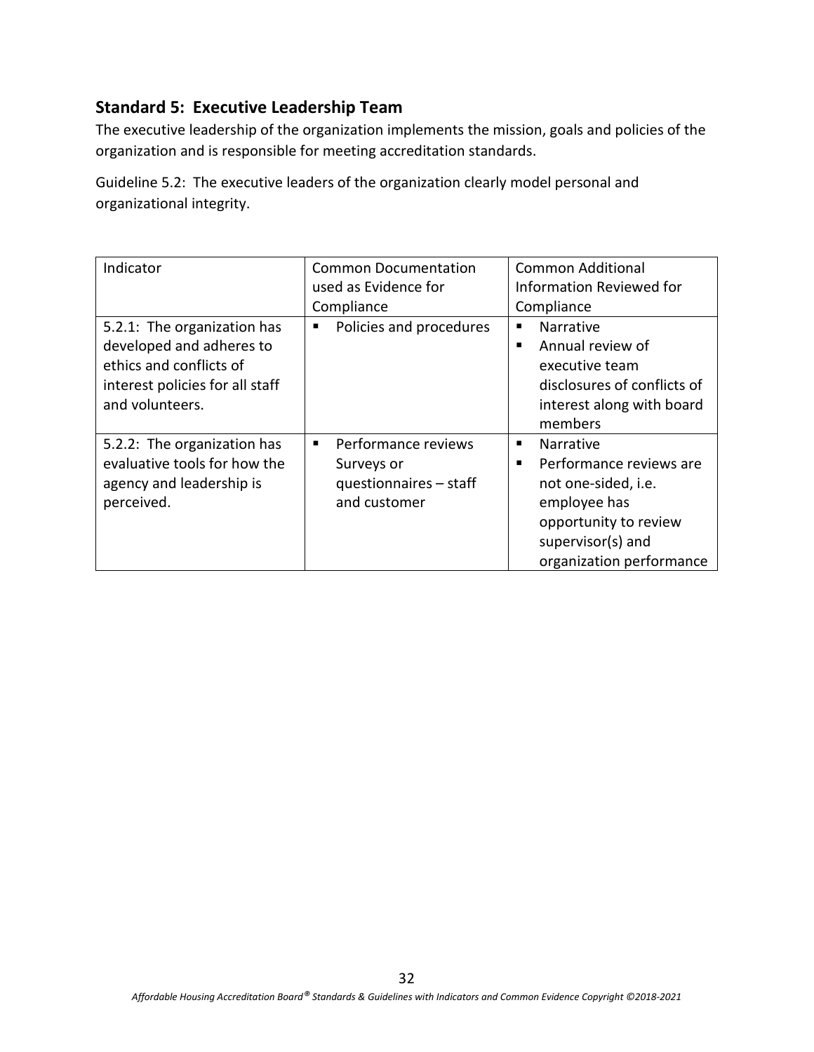## Standard 5: Executive Leadership Team

The executive leadership of the organization implements the mission, goals and policies of the organization and is responsible for meeting accreditation standards.

Guideline 5.2: The executive leaders of the organization clearly model personal and organizational integrity.

| Indicator | Common Documentation used as Evidence for Compliance | Common Additional Information Reviewed for Compliance |
|---|---|---|
| 5.2.1: The organization has developed and adheres to ethics and conflicts of interest policies for all staff and volunteers. | ▪ Policies and procedures | ▪ Narrative<br>▪ Annual review of executive team disclosures of conflicts of interest along with board members |
| 5.2.2: The organization has evaluative tools for how the agency and leadership is perceived. | ▪ Performance reviews Surveys or questionnaires – staff and customer | ▪ Narrative<br>▪ Performance reviews are not one-sided, i.e. employee has opportunity to review supervisor(s) and organization performance |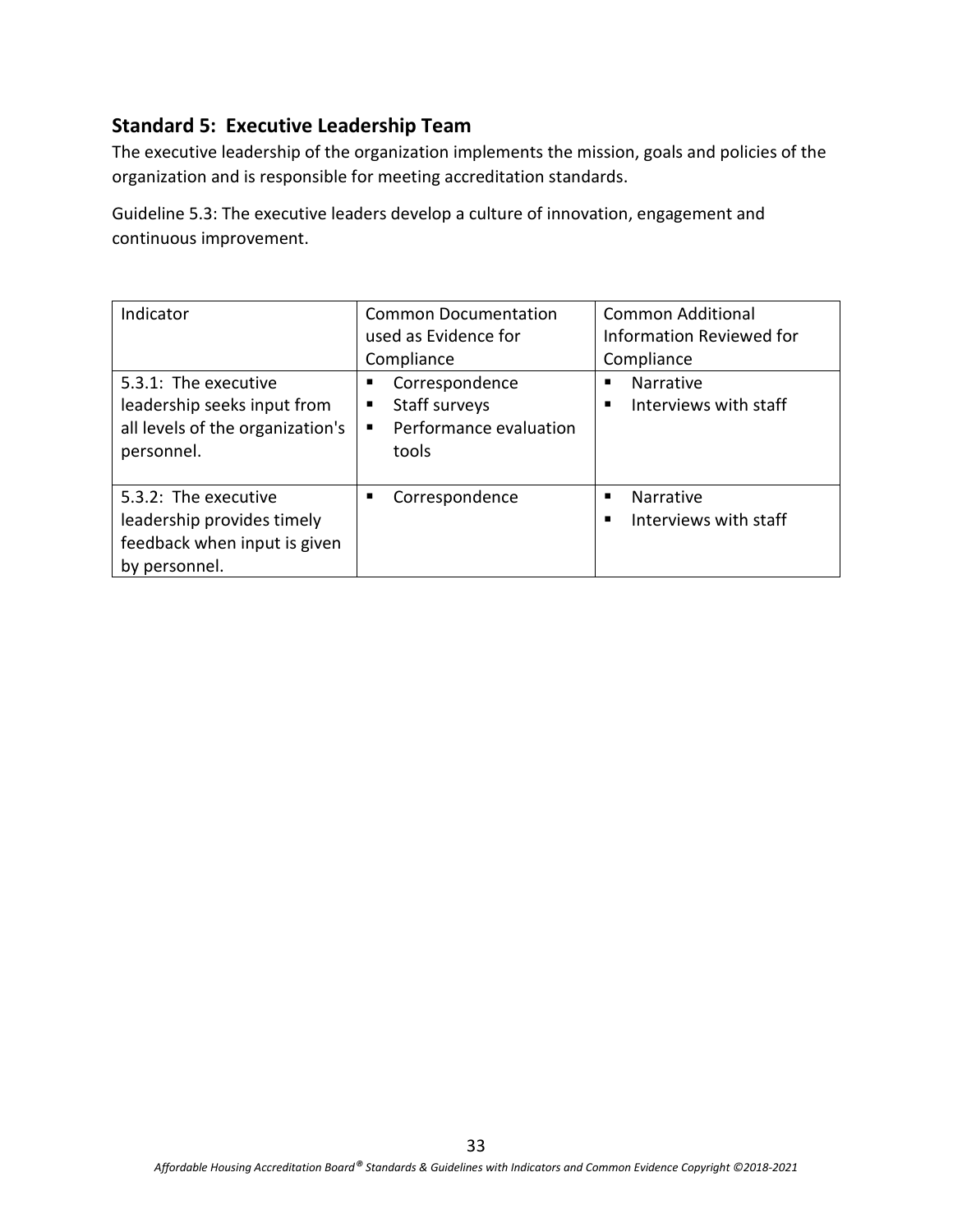## Standard 5: Executive Leadership Team

The executive leadership of the organization implements the mission, goals and policies of the organization and is responsible for meeting accreditation standards.

Guideline 5.3: The executive leaders develop a culture of innovation, engagement and continuous improvement.

| Indicator | Common Documentation used as Evidence for Compliance | Common Additional Information Reviewed for Compliance |
|---|---|---|
| 5.3.1: The executive leadership seeks input from all levels of the organization's personnel. | ▪ Correspondence<br>▪ Staff surveys<br>▪ Performance evaluation tools | ▪ Narrative<br>▪ Interviews with staff |
| 5.3.2: The executive leadership provides timely feedback when input is given by personnel. | ▪ Correspondence | ▪ Narrative<br>▪ Interviews with staff |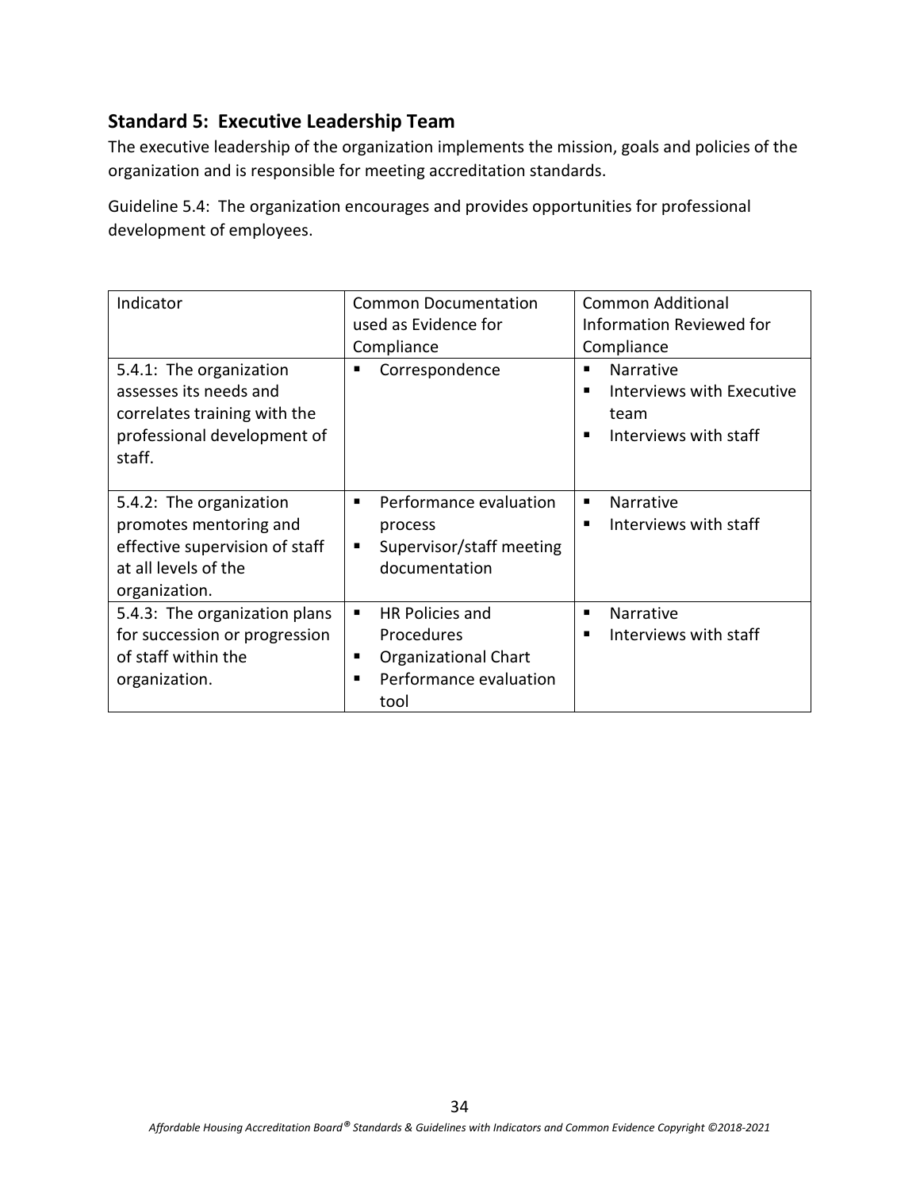## Standard 5: Executive Leadership Team

The executive leadership of the organization implements the mission, goals and policies of the organization and is responsible for meeting accreditation standards.

Guideline 5.4: The organization encourages and provides opportunities for professional development of employees.

| Indicator | Common Documentation used as Evidence for Compliance | Common Additional Information Reviewed for Compliance |
|---|---|---|
| 5.4.1: The organization assesses its needs and correlates training with the professional development of staff. | ▪ Correspondence | ▪ Narrative<br>▪ Interviews with Executive team<br>▪ Interviews with staff |
| 5.4.2: The organization promotes mentoring and effective supervision of staff at all levels of the organization. | ▪ Performance evaluation process<br>▪ Supervisor/staff meeting documentation | ▪ Narrative<br>▪ Interviews with staff |
| 5.4.3: The organization plans for succession or progression of staff within the organization. | ▪ HR Policies and Procedures<br>▪ Organizational Chart<br>▪ Performance evaluation tool | ▪ Narrative<br>▪ Interviews with staff |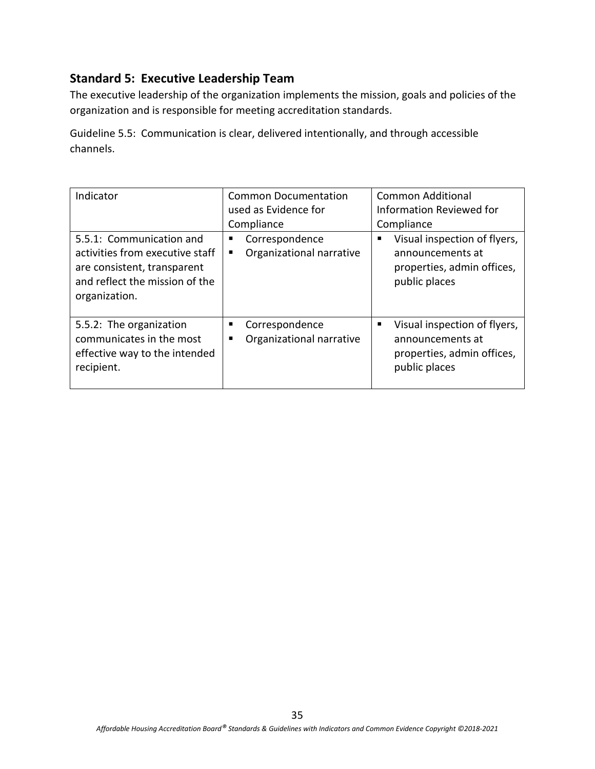## Standard 5: Executive Leadership Team

The executive leadership of the organization implements the mission, goals and policies of the organization and is responsible for meeting accreditation standards.

Guideline 5.5: Communication is clear, delivered intentionally, and through accessible channels.

| Indicator | Common Documentation used as Evidence for Compliance | Common Additional Information Reviewed for Compliance |
|---|---|---|
| 5.5.1: Communication and activities from executive staff are consistent, transparent and reflect the mission of the organization. | ▪ Correspondence<br>▪ Organizational narrative | ▪ Visual inspection of flyers, announcements at properties, admin offices, public places |
| 5.5.2: The organization communicates in the most effective way to the intended recipient. | ▪ Correspondence<br>▪ Organizational narrative | ▪ Visual inspection of flyers, announcements at properties, admin offices, public places |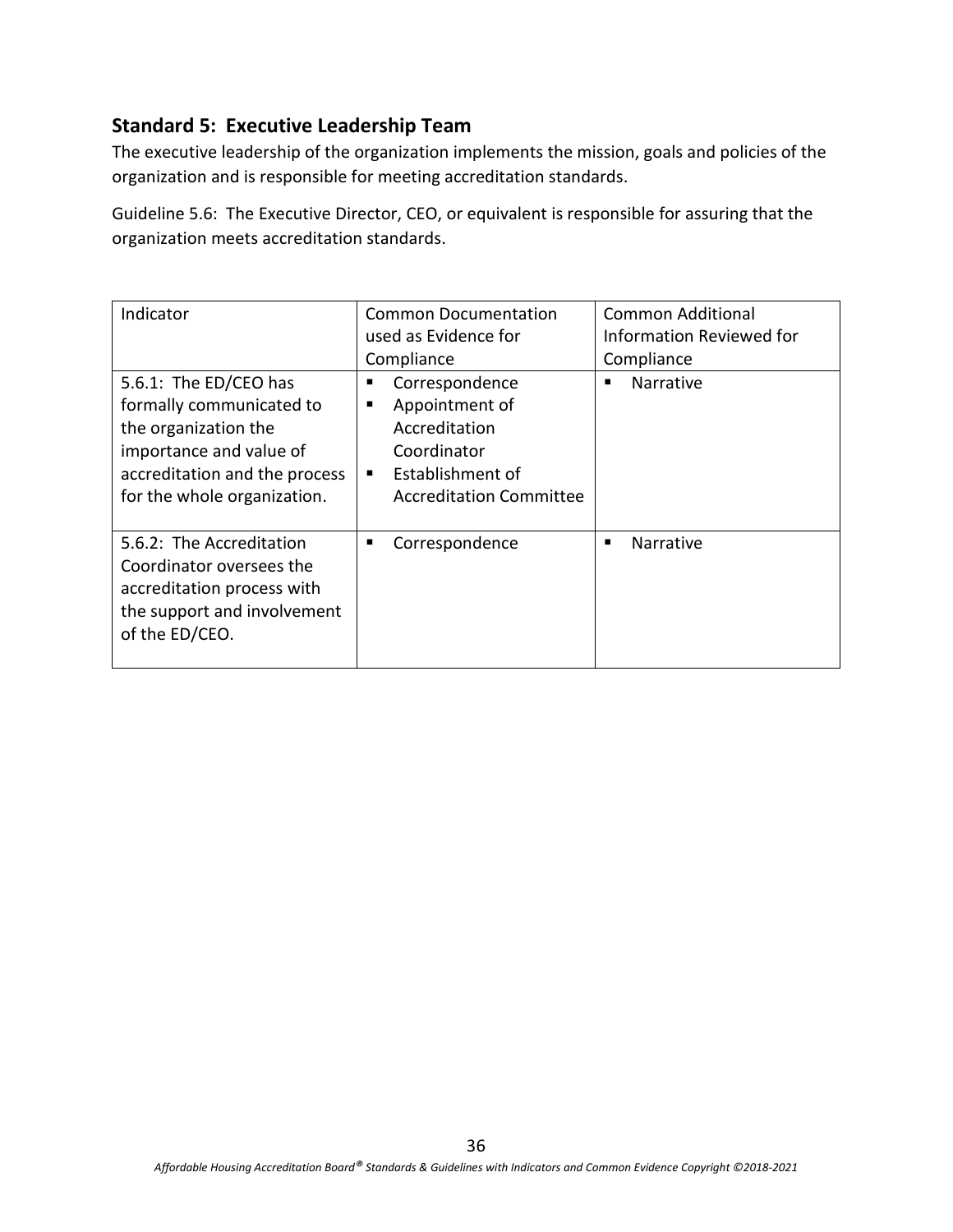## Standard 5: Executive Leadership Team

The executive leadership of the organization implements the mission, goals and policies of the organization and is responsible for meeting accreditation standards.

Guideline 5.6: The Executive Director, CEO, or equivalent is responsible for assuring that the organization meets accreditation standards.

| Indicator | Common Documentation used as Evidence for Compliance | Common Additional Information Reviewed for Compliance |
|---|---|---|
| 5.6.1: The ED/CEO has formally communicated to the organization the importance and value of accreditation and the process for the whole organization. | ▪ Correspondence<br>▪ Appointment of Accreditation Coordinator<br>▪ Establishment of Accreditation Committee | ▪ Narrative |
| 5.6.2: The Accreditation Coordinator oversees the accreditation process with the support and involvement of the ED/CEO. | ▪ Correspondence | ▪ Narrative |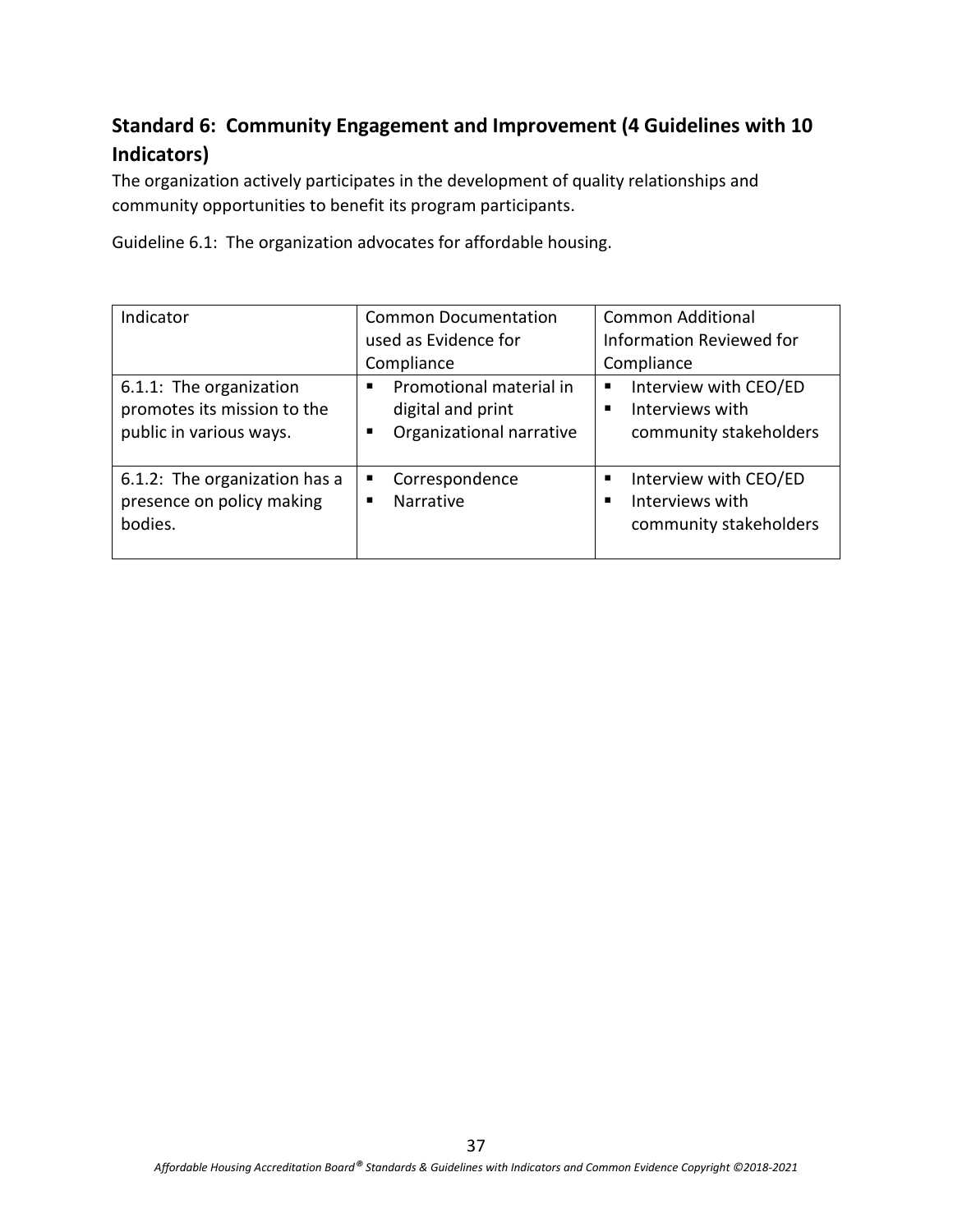## Standard 6: Community Engagement and Improvement (4 Guidelines with 10 Indicators)

The organization actively participates in the development of quality relationships and community opportunities to benefit its program participants.

Guideline 6.1: The organization advocates for affordable housing.

| Indicator | Common Documentation used as Evidence for Compliance | Common Additional Information Reviewed for Compliance |
| --- | --- | --- |
| 6.1.1: The organization promotes its mission to the public in various ways. | ▪ Promotional material in digital and print<br>▪ Organizational narrative | ▪ Interview with CEO/ED<br>▪ Interviews with community stakeholders |
| 6.1.2: The organization has a presence on policy making bodies. | ▪ Correspondence<br>▪ Narrative | ▪ Interview with CEO/ED<br>▪ Interviews with community stakeholders |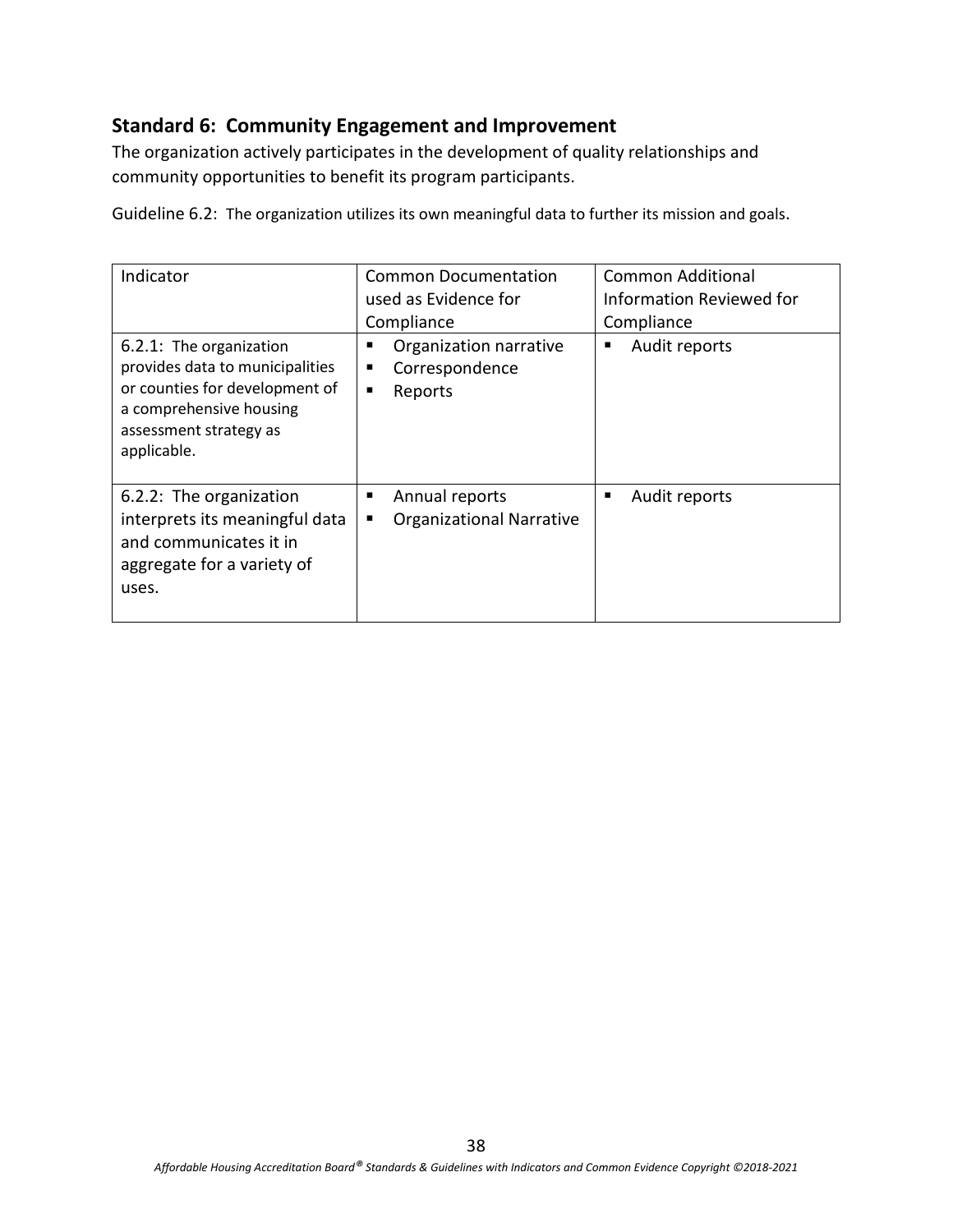## Standard 6: Community Engagement and Improvement

The organization actively participates in the development of quality relationships and community opportunities to benefit its program participants.

Guideline 6.2: The organization utilizes its own meaningful data to further its mission and goals.

| Indicator | Common Documentation used as Evidence for Compliance | Common Additional Information Reviewed for Compliance |
| --- | --- | --- |
| 6.2.1: The organization provides data to municipalities or counties for development of a comprehensive housing assessment strategy as applicable. | ▪ Organization narrative<br>▪ Correspondence<br>▪ Reports | ▪ Audit reports |
| 6.2.2: The organization interprets its meaningful data and communicates it in aggregate for a variety of uses. | ▪ Annual reports<br>▪ Organizational Narrative | ▪ Audit reports |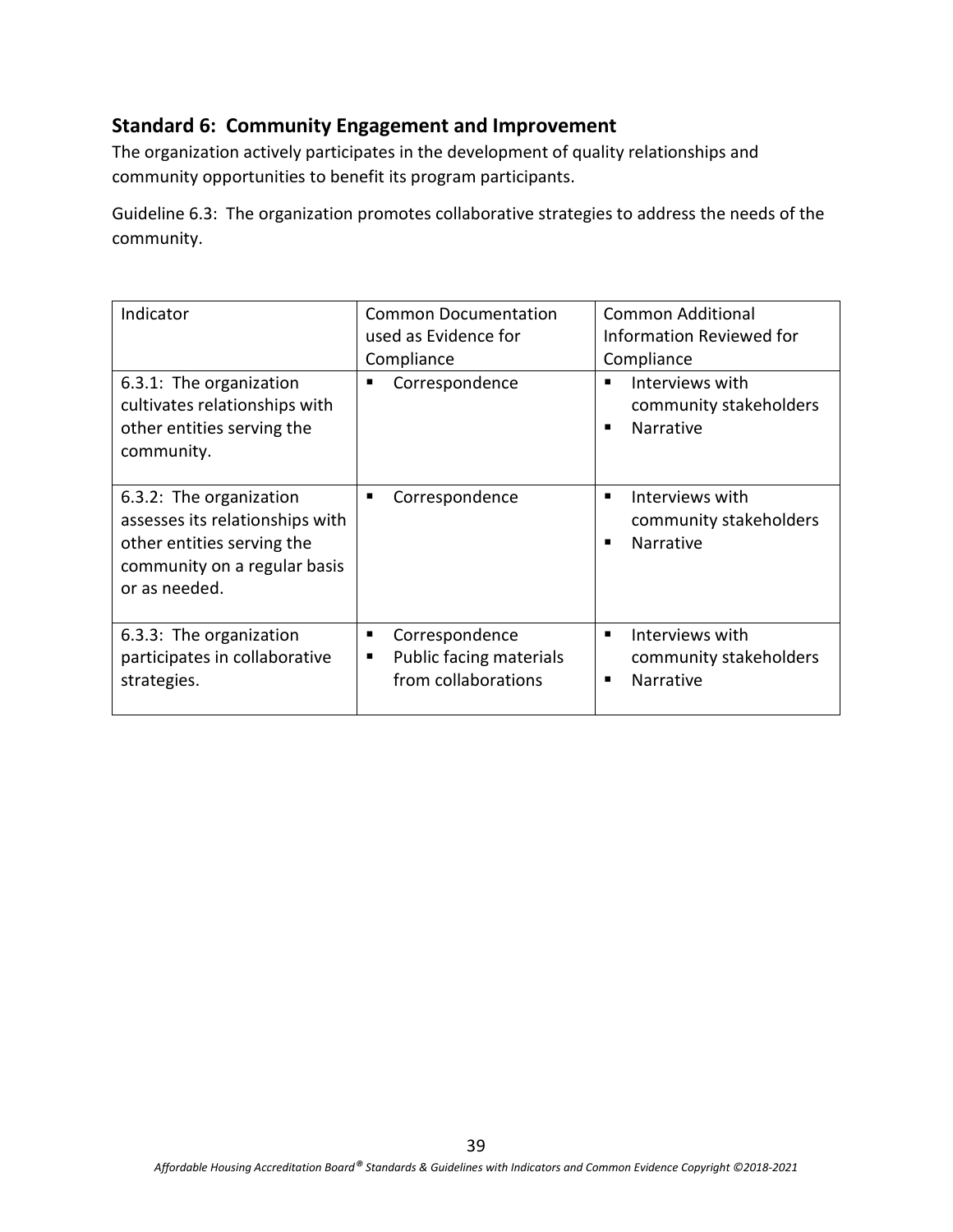## Standard 6: Community Engagement and Improvement

The organization actively participates in the development of quality relationships and community opportunities to benefit its program participants.

Guideline 6.3: The organization promotes collaborative strategies to address the needs of the community.

| Indicator | Common Documentation used as Evidence for Compliance | Common Additional Information Reviewed for Compliance |
| --- | --- | --- |
| 6.3.1: The organization cultivates relationships with other entities serving the community. | ▪ Correspondence | ▪ Interviews with community stakeholders<br>▪ Narrative |
| 6.3.2: The organization assesses its relationships with other entities serving the community on a regular basis or as needed. | ▪ Correspondence | ▪ Interviews with community stakeholders<br>▪ Narrative |
| 6.3.3: The organization participates in collaborative strategies. | ▪ Correspondence<br>▪ Public facing materials from collaborations | ▪ Interviews with community stakeholders<br>▪ Narrative |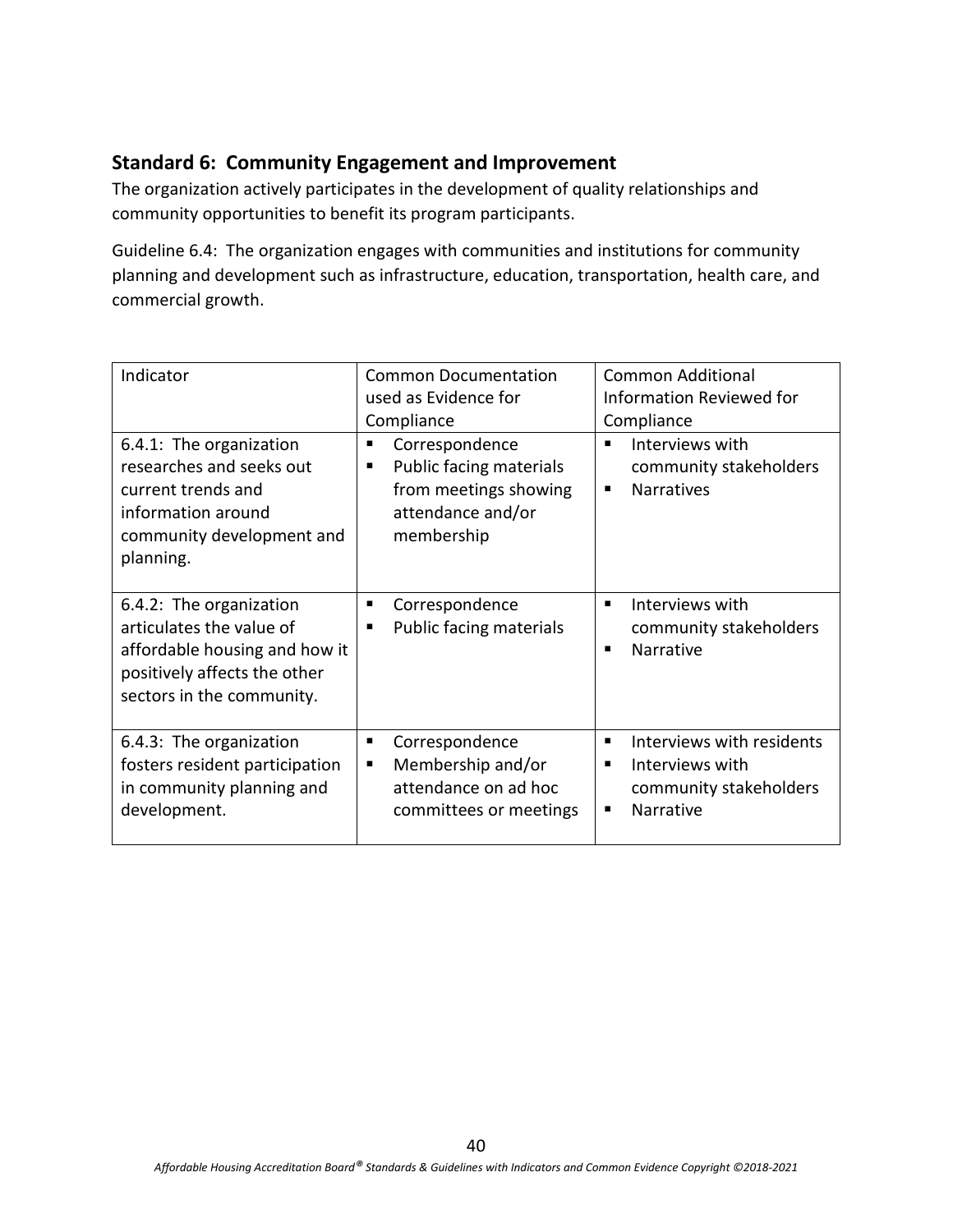## Standard 6: Community Engagement and Improvement

The organization actively participates in the development of quality relationships and community opportunities to benefit its program participants.

Guideline 6.4: The organization engages with communities and institutions for community planning and development such as infrastructure, education, transportation, health care, and commercial growth.

| Indicator | Common Documentation used as Evidence for Compliance | Common Additional Information Reviewed for Compliance |
| --- | --- | --- |
| 6.4.1: The organization researches and seeks out current trends and information around community development and planning. | ▪ Correspondence<br>▪ Public facing materials from meetings showing attendance and/or membership | ▪ Interviews with community stakeholders<br>▪ Narratives |
| 6.4.2: The organization articulates the value of affordable housing and how it positively affects the other sectors in the community. | ▪ Correspondence<br>▪ Public facing materials | ▪ Interviews with community stakeholders<br>▪ Narrative |
| 6.4.3: The organization fosters resident participation in community planning and development. | ▪ Correspondence<br>▪ Membership and/or attendance on ad hoc committees or meetings | ▪ Interviews with residents<br>▪ Interviews with community stakeholders<br>▪ Narrative |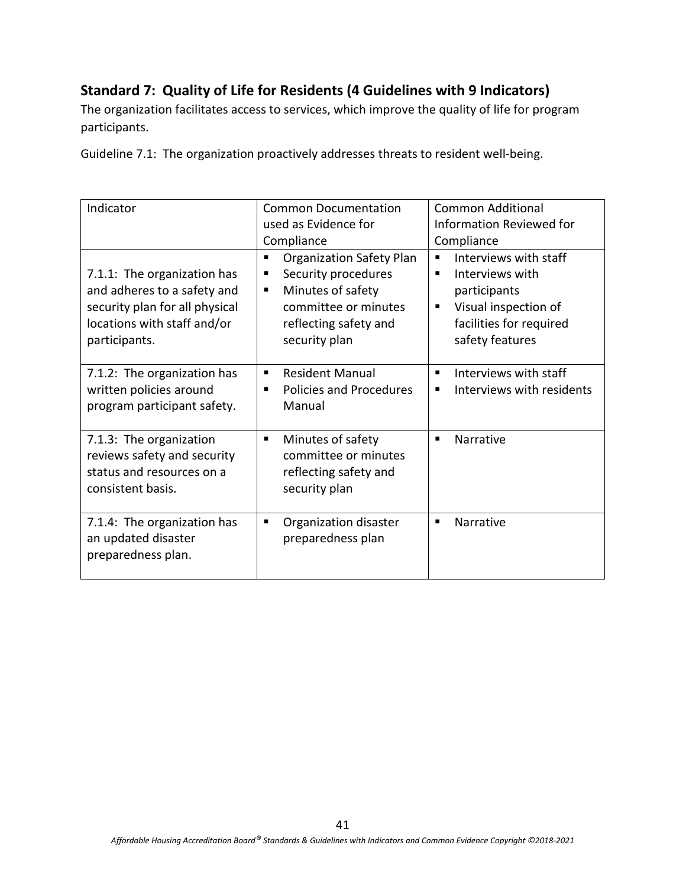## Standard 7: Quality of Life for Residents (4 Guidelines with 9 Indicators)

The organization facilitates access to services, which improve the quality of life for program participants.

Guideline 7.1: The organization proactively addresses threats to resident well-being.

| Indicator | Common Documentation used as Evidence for Compliance | Common Additional Information Reviewed for Compliance |
|---|---|---|
| 7.1.1: The organization has and adheres to a safety and security plan for all physical locations with staff and/or participants. | ▪ Organization Safety Plan<br>▪ Security procedures<br>▪ Minutes of safety committee or minutes reflecting safety and security plan | ▪ Interviews with staff<br>▪ Interviews with participants<br>▪ Visual inspection of facilities for required safety features |
| 7.1.2: The organization has written policies around program participant safety. | ▪ Resident Manual<br>▪ Policies and Procedures Manual | ▪ Interviews with staff<br>▪ Interviews with residents |
| 7.1.3: The organization reviews safety and security status and resources on a consistent basis. | ▪ Minutes of safety committee or minutes reflecting safety and security plan | ▪ Narrative |
| 7.1.4: The organization has an updated disaster preparedness plan. | ▪ Organization disaster preparedness plan | ▪ Narrative |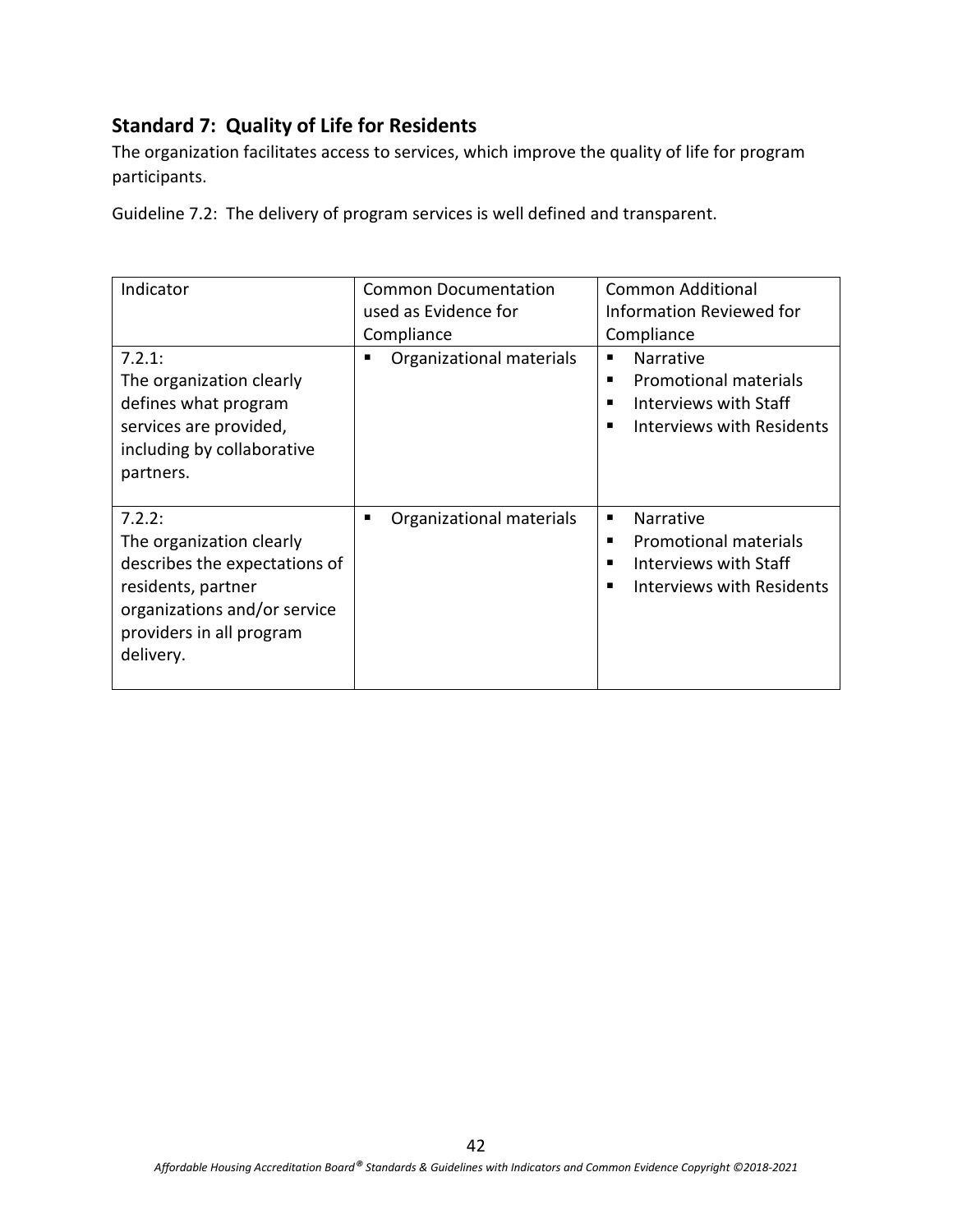## Standard 7: Quality of Life for Residents

The organization facilitates access to services, which improve the quality of life for program participants.

Guideline 7.2: The delivery of program services is well defined and transparent.

| Indicator | Common Documentation used as Evidence for Compliance | Common Additional Information Reviewed for Compliance |
|---|---|---|
| 7.2.1: The organization clearly defines what program services are provided, including by collaborative partners. | ▪ Organizational materials | ▪ Narrative<br>▪ Promotional materials<br>▪ Interviews with Staff<br>▪ Interviews with Residents |
| 7.2.2: The organization clearly describes the expectations of residents, partner organizations and/or service providers in all program delivery. | ▪ Organizational materials | ▪ Narrative<br>▪ Promotional materials<br>▪ Interviews with Staff<br>▪ Interviews with Residents |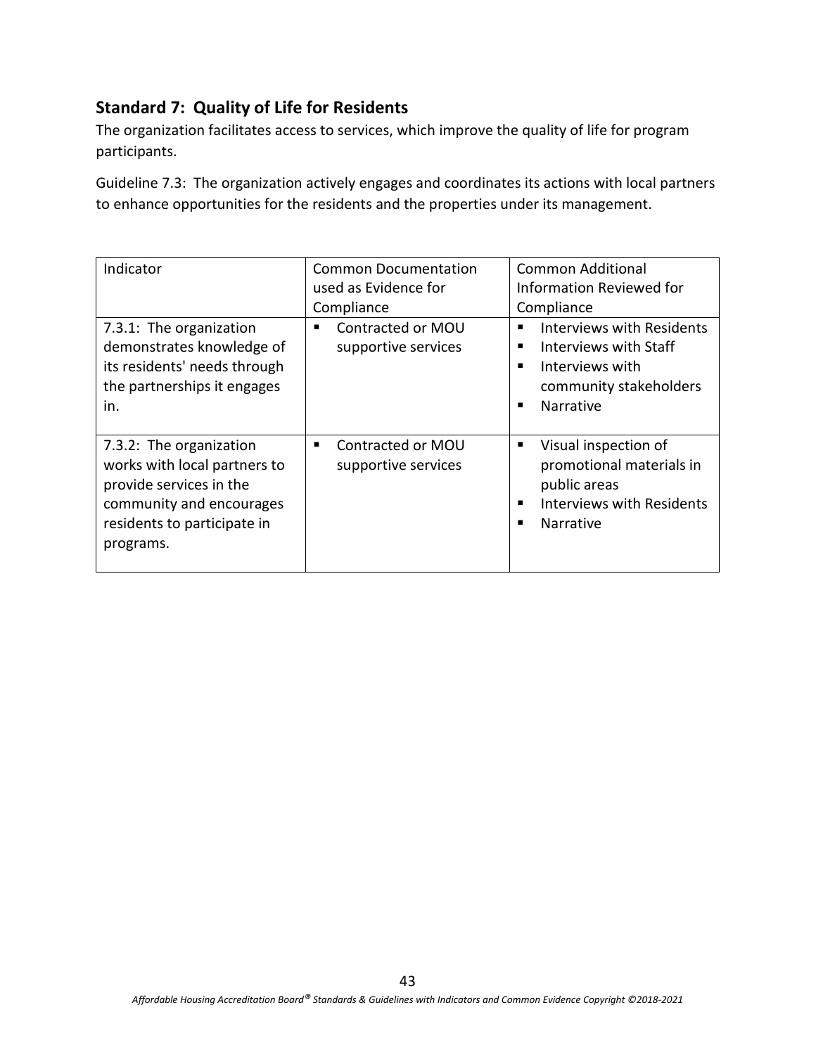## Standard 7: Quality of Life for Residents

The organization facilitates access to services, which improve the quality of life for program participants.

Guideline 7.3: The organization actively engages and coordinates its actions with local partners to enhance opportunities for the residents and the properties under its management.

| Indicator | Common Documentation used as Evidence for Compliance | Common Additional Information Reviewed for Compliance |
|---|---|---|
| 7.3.1: The organization demonstrates knowledge of its residents' needs through the partnerships it engages in. | ▪ Contracted or MOU supportive services | ▪ Interviews with Residents<br>▪ Interviews with Staff<br>▪ Interviews with community stakeholders<br>▪ Narrative |
| 7.3.2: The organization works with local partners to provide services in the community and encourages residents to participate in programs. | ▪ Contracted or MOU supportive services | ▪ Visual inspection of promotional materials in public areas<br>▪ Interviews with Residents<br>▪ Narrative |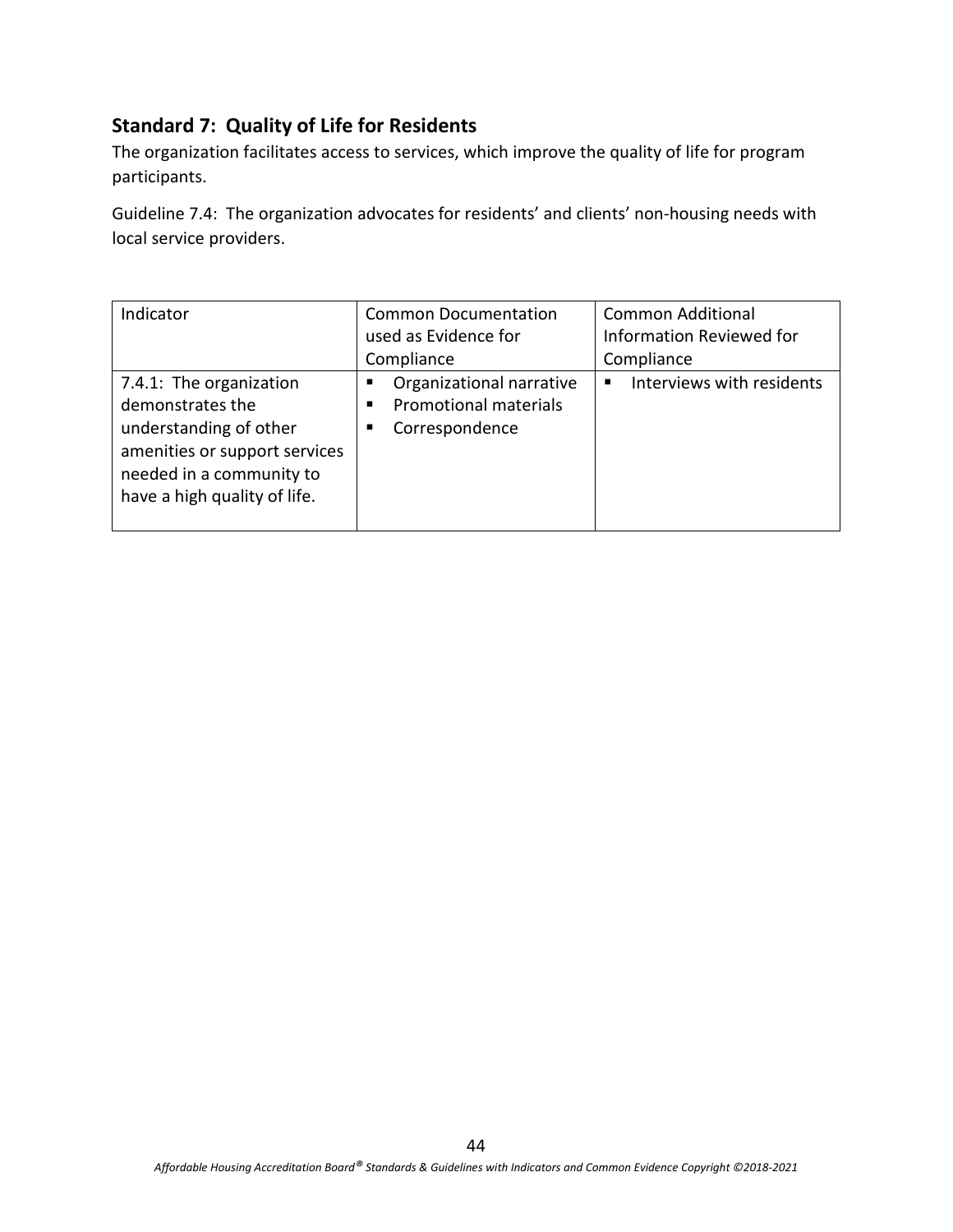## Standard 7: Quality of Life for Residents

The organization facilitates access to services, which improve the quality of life for program participants.

Guideline 7.4: The organization advocates for residents' and clients' non-housing needs with local service providers.

| Indicator | Common Documentation used as Evidence for Compliance | Common Additional Information Reviewed for Compliance |
|---|---|---|
| 7.4.1: The organization demonstrates the understanding of other amenities or support services needed in a community to have a high quality of life. | ▪ Organizational narrative<br>▪ Promotional materials<br>▪ Correspondence | ▪ Interviews with residents |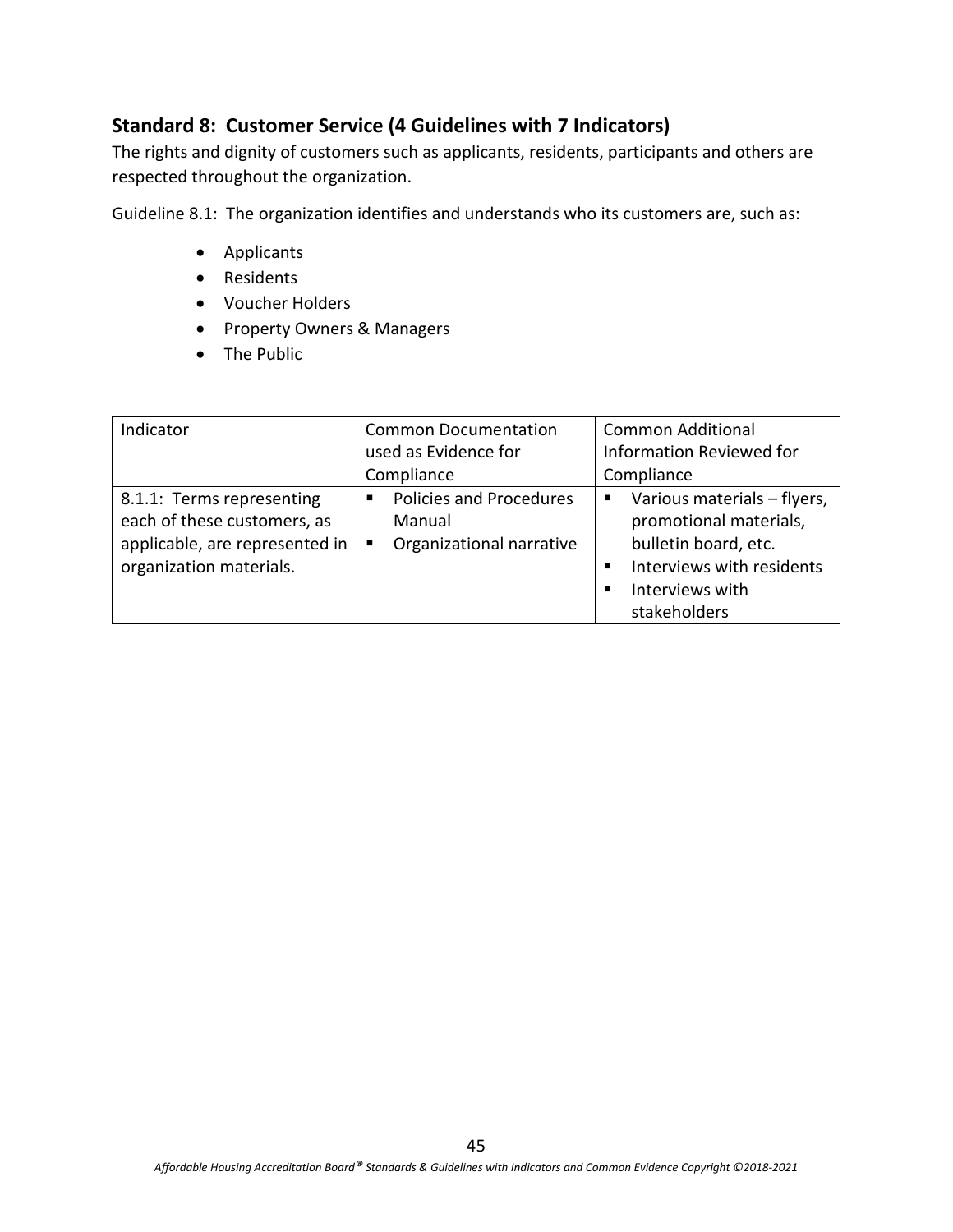## Standard 8: Customer Service (4 Guidelines with 7 Indicators)

The rights and dignity of customers such as applicants, residents, participants and others are respected throughout the organization.

Guideline 8.1: The organization identifies and understands who its customers are, such as:

- Applicants
- Residents
- Voucher Holders
- Property Owners & Managers
- The Public

| Indicator | Common Documentation used as Evidence for Compliance | Common Additional Information Reviewed for Compliance |
|---|---|---|
| 8.1.1: Terms representing each of these customers, as applicable, are represented in organization materials. | ▪ Policies and Procedures Manual<br>▪ Organizational narrative | ▪ Various materials – flyers, promotional materials, bulletin board, etc.<br>▪ Interviews with residents<br>▪ Interviews with stakeholders |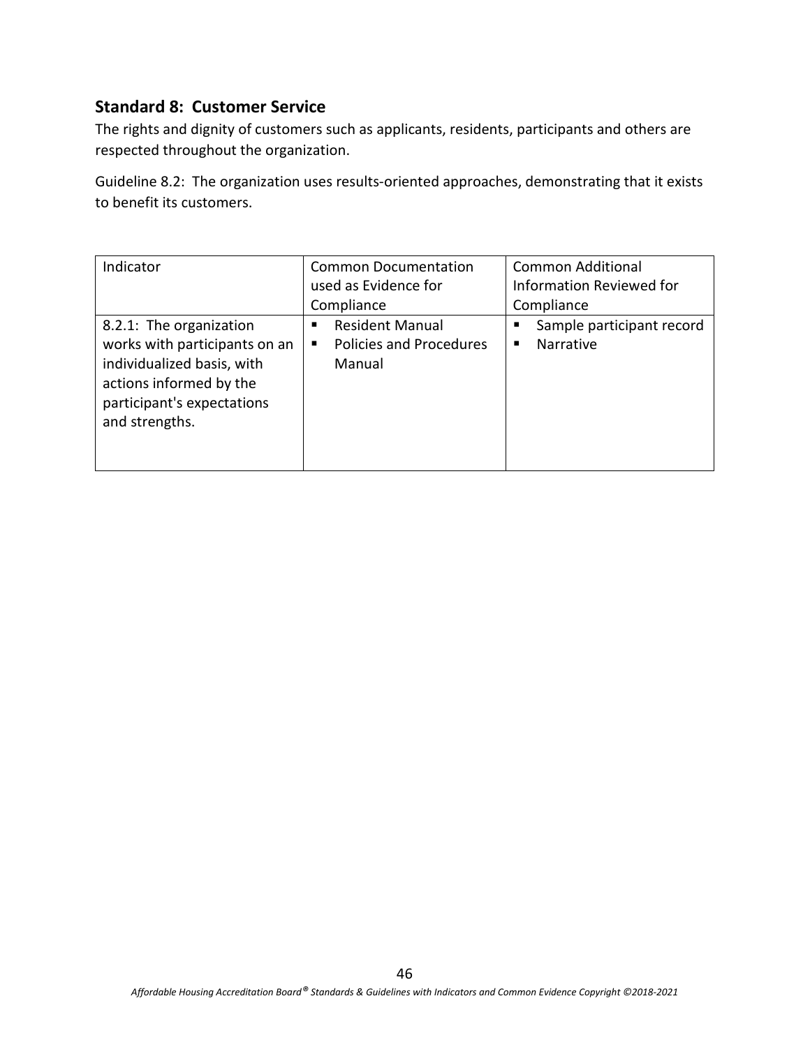## Standard 8: Customer Service

The rights and dignity of customers such as applicants, residents, participants and others are respected throughout the organization.

Guideline 8.2: The organization uses results-oriented approaches, demonstrating that it exists to benefit its customers.

| Indicator | Common Documentation used as Evidence for Compliance | Common Additional Information Reviewed for Compliance |
|---|---|---|
| 8.2.1: The organization works with participants on an individualized basis, with actions informed by the participant's expectations and strengths. | ▪ Resident Manual<br>▪ Policies and Procedures Manual | ▪ Sample participant record<br>▪ Narrative |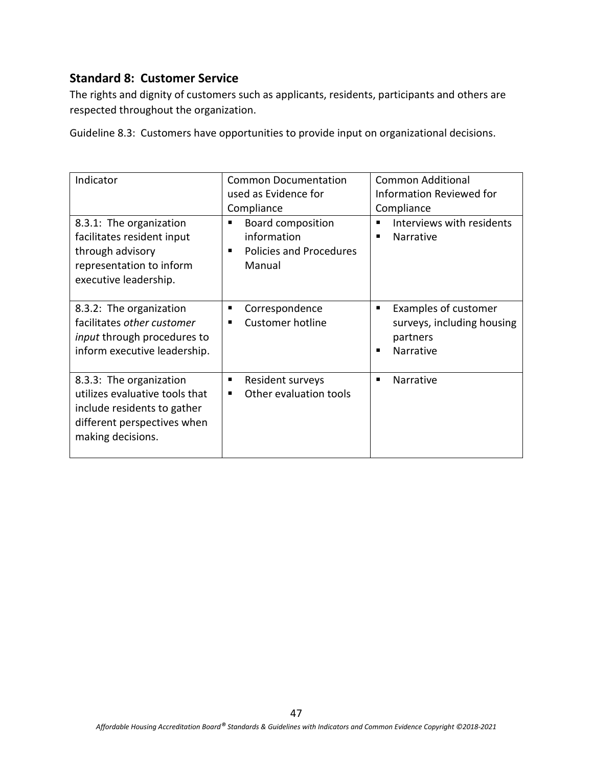## Standard 8: Customer Service

The rights and dignity of customers such as applicants, residents, participants and others are respected throughout the organization.

Guideline 8.3: Customers have opportunities to provide input on organizational decisions.

| Indicator | Common Documentation used as Evidence for Compliance | Common Additional Information Reviewed for Compliance |
|---|---|---|
| 8.3.1: The organization facilitates resident input through advisory representation to inform executive leadership. | ▪ Board composition information<br>▪ Policies and Procedures Manual | ▪ Interviews with residents<br>▪ Narrative |
| 8.3.2: The organization facilitates *other customer input* through procedures to inform executive leadership. | ▪ Correspondence<br>▪ Customer hotline | ▪ Examples of customer surveys, including housing partners<br>▪ Narrative |
| 8.3.3: The organization utilizes evaluative tools that include residents to gather different perspectives when making decisions. | ▪ Resident surveys<br>▪ Other evaluation tools | ▪ Narrative |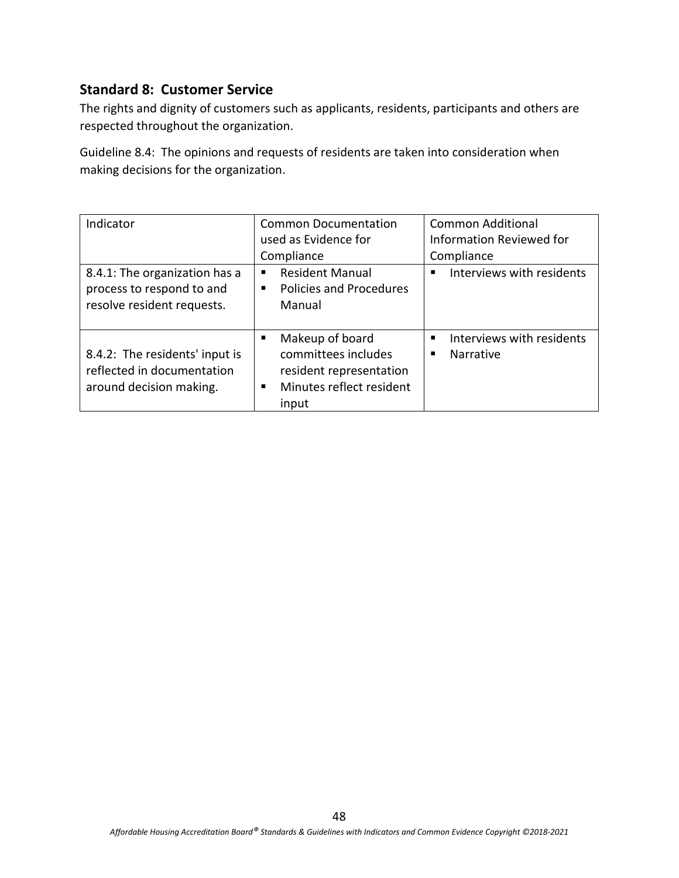## Standard 8: Customer Service

The rights and dignity of customers such as applicants, residents, participants and others are respected throughout the organization.

Guideline 8.4: The opinions and requests of residents are taken into consideration when making decisions for the organization.

| Indicator | Common Documentation used as Evidence for Compliance | Common Additional Information Reviewed for Compliance |
|---|---|---|
| 8.4.1: The organization has a process to respond to and resolve resident requests. | ▪ Resident Manual<br>▪ Policies and Procedures Manual | ▪ Interviews with residents |
| 8.4.2: The residents' input is reflected in documentation around decision making. | ▪ Makeup of board committees includes resident representation<br>▪ Minutes reflect resident input | ▪ Interviews with residents<br>▪ Narrative |